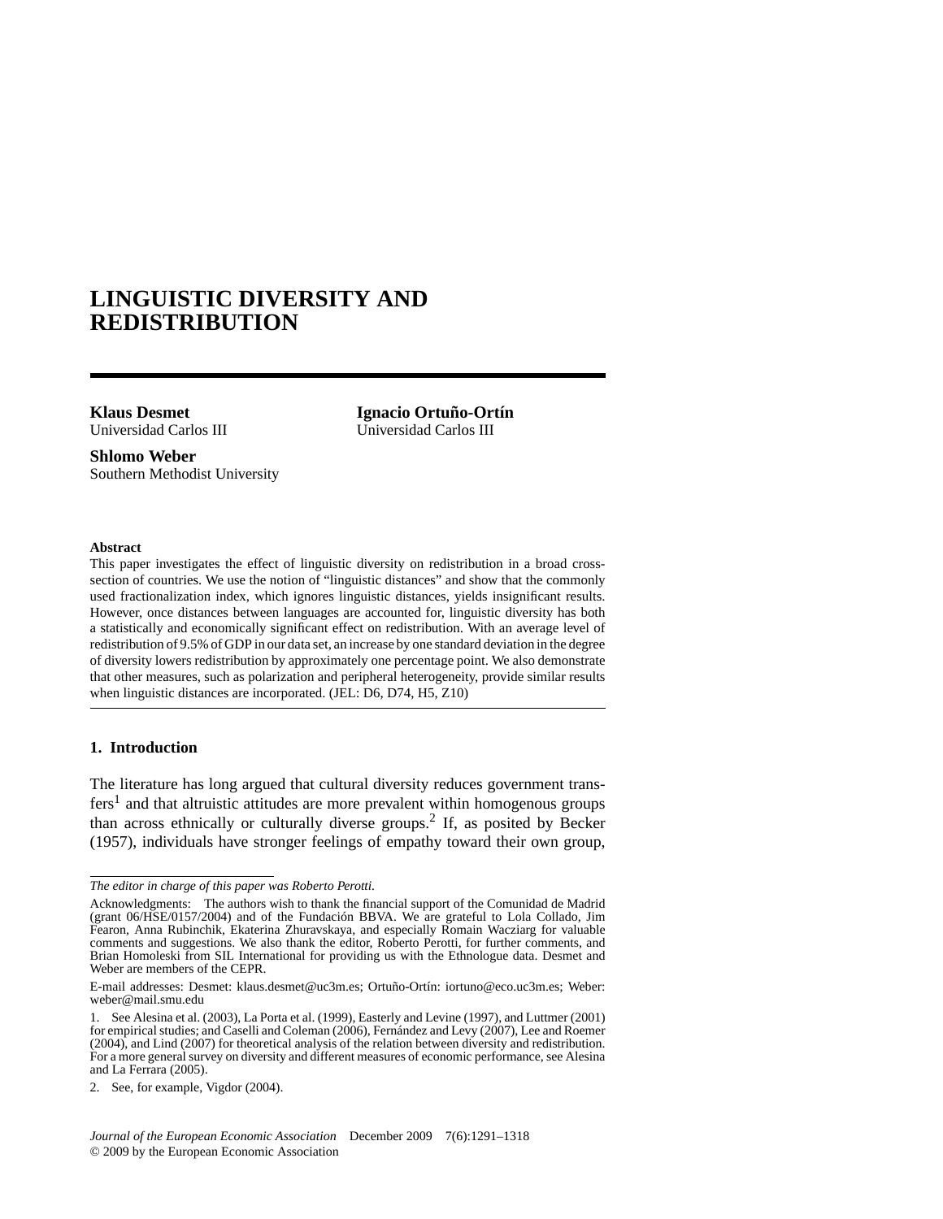# LINGUISTIC DIVERSITY AND REDISTRIBUTION

**Klaus Desmet**
Universidad Carlos III

**Ignacio Ortuño-Ortín**
Universidad Carlos III

**Shlomo Weber**
Southern Methodist University

**Abstract**

This paper investigates the effect of linguistic diversity on redistribution in a broad cross-section of countries. We use the notion of "linguistic distances" and show that the commonly used fractionalization index, which ignores linguistic distances, yields insignificant results. However, once distances between languages are accounted for, linguistic diversity has both a statistically and economically significant effect on redistribution. With an average level of redistribution of 9.5% of GDP in our data set, an increase by one standard deviation in the degree of diversity lowers redistribution by approximately one percentage point. We also demonstrate that other measures, such as polarization and peripheral heterogeneity, provide similar results when linguistic distances are incorporated. (JEL: D6, D74, H5, Z10)

## 1. Introduction

The literature has long argued that cultural diversity reduces government transfers[1] and that altruistic attitudes are more prevalent within homogenous groups than across ethnically or culturally diverse groups.[2] If, as posited by Becker (1957), individuals have stronger feelings of empathy toward their own group,

---

*The editor in charge of this paper was Roberto Perotti.*

Acknowledgments: The authors wish to thank the financial support of the Comunidad de Madrid (grant 06/HSE/0157/2004) and of the Fundación BBVA. We are grateful to Lola Collado, Jim Fearon, Anna Rubinchik, Ekaterina Zhuravskaya, and especially Romain Wacziarg for valuable comments and suggestions. We also thank the editor, Roberto Perotti, for further comments, and Brian Homoleski from SIL International for providing us with the Ethnologue data. Desmet and Weber are members of the CEPR.

E-mail addresses: Desmet: klaus.desmet@uc3m.es; Ortuño-Ortín: iortuno@eco.uc3m.es; Weber: weber@mail.smu.edu

1. See Alesina et al. (2003), La Porta et al. (1999), Easterly and Levine (1997), and Luttmer (2001) for empirical studies; and Caselli and Coleman (2006), Fernández and Levy (2007), Lee and Roemer (2004), and Lind (2007) for theoretical analysis of the relation between diversity and redistribution. For a more general survey on diversity and different measures of economic performance, see Alesina and La Ferrara (2005).

2. See, for example, Vigdor (2004).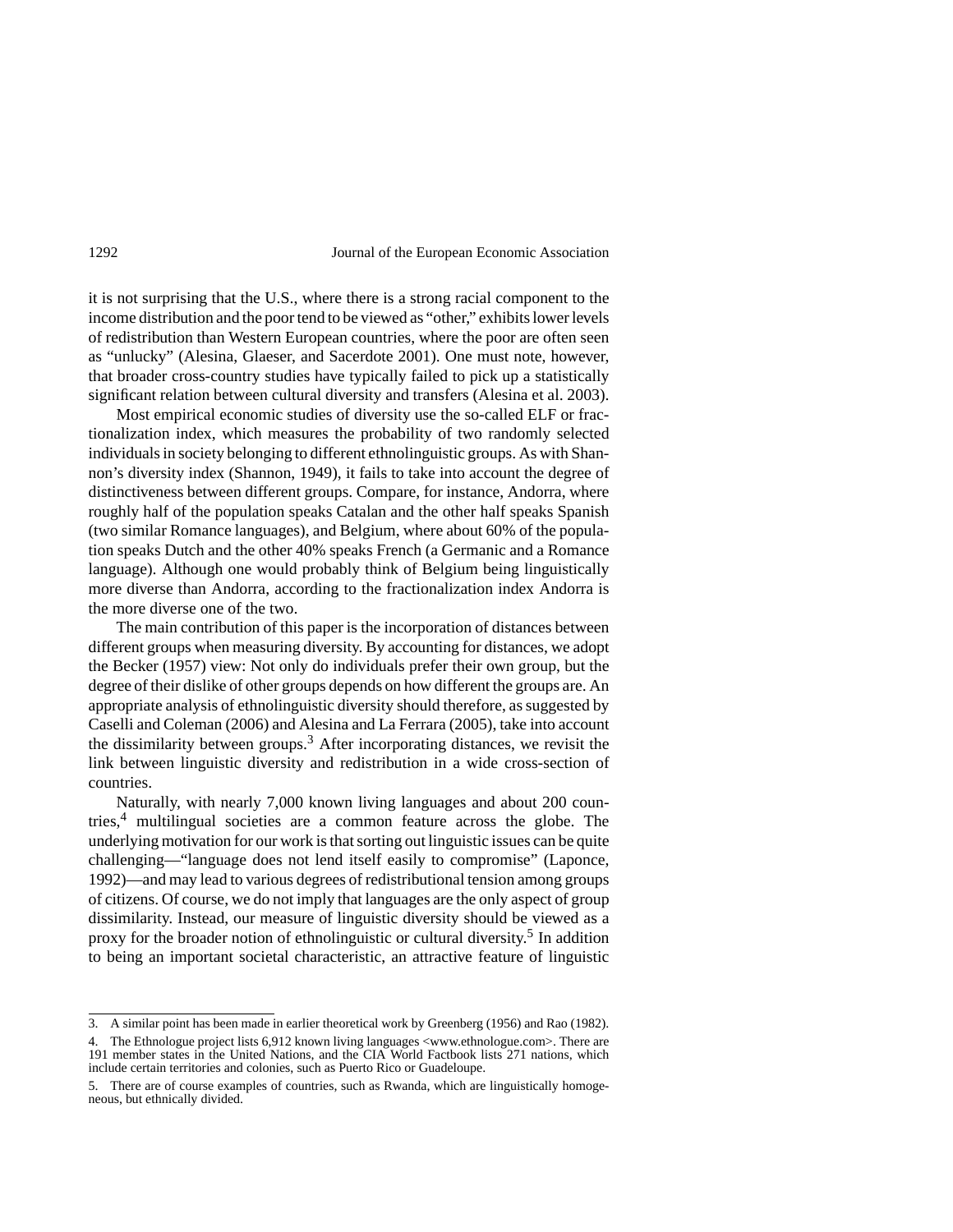it is not surprising that the U.S., where there is a strong racial component to the income distribution and the poor tend to be viewed as "other," exhibits lower levels of redistribution than Western European countries, where the poor are often seen as "unlucky" (Alesina, Glaeser, and Sacerdote 2001). One must note, however, that broader cross-country studies have typically failed to pick up a statistically significant relation between cultural diversity and transfers (Alesina et al. 2003).

Most empirical economic studies of diversity use the so-called ELF or fractionalization index, which measures the probability of two randomly selected individuals in society belonging to different ethnolinguistic groups. As with Shannon's diversity index (Shannon, 1949), it fails to take into account the degree of distinctiveness between different groups. Compare, for instance, Andorra, where roughly half of the population speaks Catalan and the other half speaks Spanish (two similar Romance languages), and Belgium, where about 60% of the population speaks Dutch and the other 40% speaks French (a Germanic and a Romance language). Although one would probably think of Belgium being linguistically more diverse than Andorra, according to the fractionalization index Andorra is the more diverse one of the two.

The main contribution of this paper is the incorporation of distances between different groups when measuring diversity. By accounting for distances, we adopt the Becker (1957) view: Not only do individuals prefer their own group, but the degree of their dislike of other groups depends on how different the groups are. An appropriate analysis of ethnolinguistic diversity should therefore, as suggested by Caselli and Coleman (2006) and Alesina and La Ferrara (2005), take into account the dissimilarity between groups.[3] After incorporating distances, we revisit the link between linguistic diversity and redistribution in a wide cross-section of countries.

Naturally, with nearly 7,000 known living languages and about 200 countries,[4] multilingual societies are a common feature across the globe. The underlying motivation for our work is that sorting out linguistic issues can be quite challenging—"language does not lend itself easily to compromise" (Laponce, 1992)—and may lead to various degrees of redistributional tension among groups of citizens. Of course, we do not imply that languages are the only aspect of group dissimilarity. Instead, our measure of linguistic diversity should be viewed as a proxy for the broader notion of ethnolinguistic or cultural diversity.[5] In addition to being an important societal characteristic, an attractive feature of linguistic

---

3. A similar point has been made in earlier theoretical work by Greenberg (1956) and Rao (1982).

4. The Ethnologue project lists 6,912 known living languages <www.ethnologue.com>. There are 191 member states in the United Nations, and the CIA World Factbook lists 271 nations, which include certain territories and colonies, such as Puerto Rico or Guadeloupe.

5. There are of course examples of countries, such as Rwanda, which are linguistically homogeneous, but ethnically divided.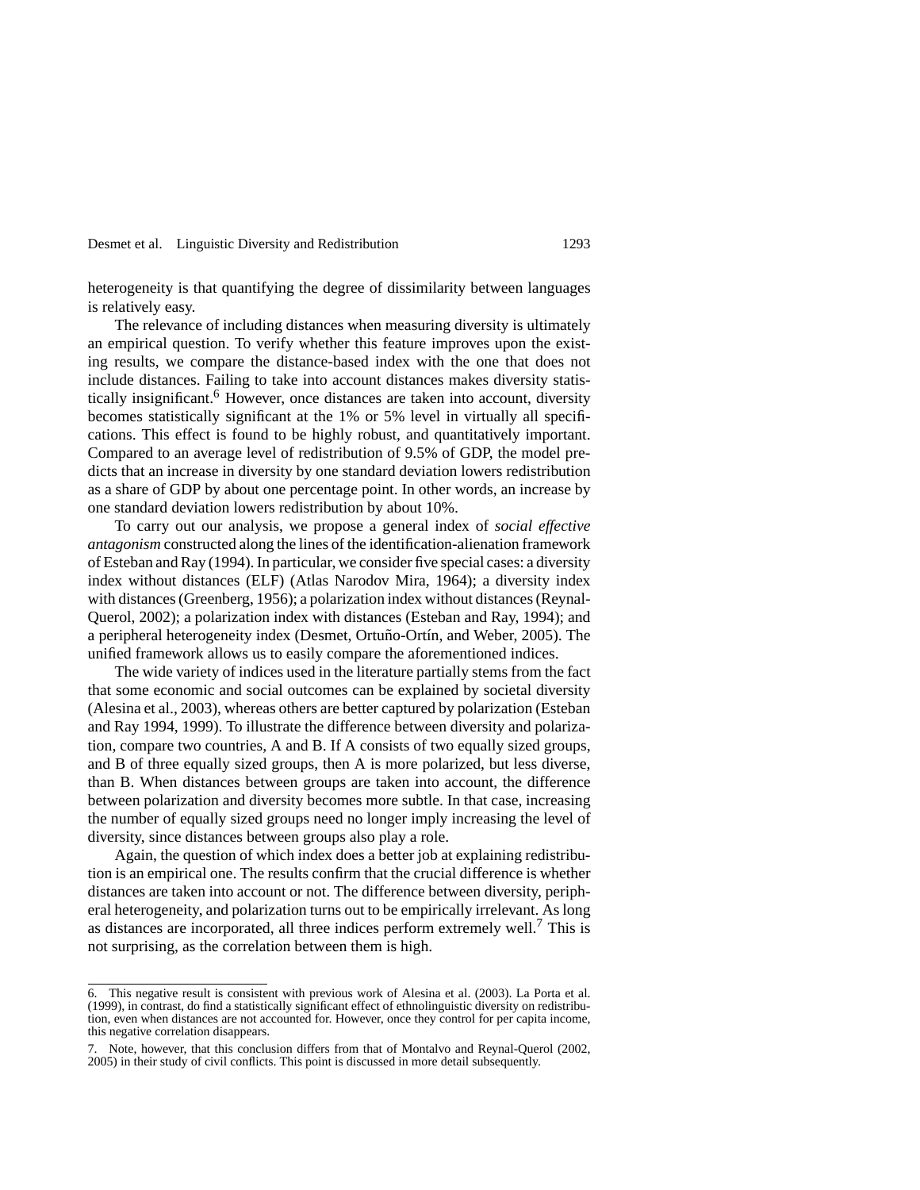heterogeneity is that quantifying the degree of dissimilarity between languages is relatively easy.

The relevance of including distances when measuring diversity is ultimately an empirical question. To verify whether this feature improves upon the existing results, we compare the distance-based index with the one that does not include distances. Failing to take into account distances makes diversity statistically insignificant.[6] However, once distances are taken into account, diversity becomes statistically significant at the 1% or 5% level in virtually all specifications. This effect is found to be highly robust, and quantitatively important. Compared to an average level of redistribution of 9.5% of GDP, the model predicts that an increase in diversity by one standard deviation lowers redistribution as a share of GDP by about one percentage point. In other words, an increase by one standard deviation lowers redistribution by about 10%.

To carry out our analysis, we propose a general index of *social effective antagonism* constructed along the lines of the identification-alienation framework of Esteban and Ray (1994). In particular, we consider five special cases: a diversity index without distances (ELF) (Atlas Narodov Mira, 1964); a diversity index with distances (Greenberg, 1956); a polarization index without distances (Reynal-Querol, 2002); a polarization index with distances (Esteban and Ray, 1994); and a peripheral heterogeneity index (Desmet, Ortuño-Ortín, and Weber, 2005). The unified framework allows us to easily compare the aforementioned indices.

The wide variety of indices used in the literature partially stems from the fact that some economic and social outcomes can be explained by societal diversity (Alesina et al., 2003), whereas others are better captured by polarization (Esteban and Ray 1994, 1999). To illustrate the difference between diversity and polarization, compare two countries, A and B. If A consists of two equally sized groups, and B of three equally sized groups, then A is more polarized, but less diverse, than B. When distances between groups are taken into account, the difference between polarization and diversity becomes more subtle. In that case, increasing the number of equally sized groups need no longer imply increasing the level of diversity, since distances between groups also play a role.

Again, the question of which index does a better job at explaining redistribution is an empirical one. The results confirm that the crucial difference is whether distances are taken into account or not. The difference between diversity, peripheral heterogeneity, and polarization turns out to be empirically irrelevant. As long as distances are incorporated, all three indices perform extremely well.[7] This is not surprising, as the correlation between them is high.

6. This negative result is consistent with previous work of Alesina et al. (2003). La Porta et al. (1999), in contrast, do find a statistically significant effect of ethnolinguistic diversity on redistribution, even when distances are not accounted for. However, once they control for per capita income, this negative correlation disappears.

7. Note, however, that this conclusion differs from that of Montalvo and Reynal-Querol (2002, 2005) in their study of civil conflicts. This point is discussed in more detail subsequently.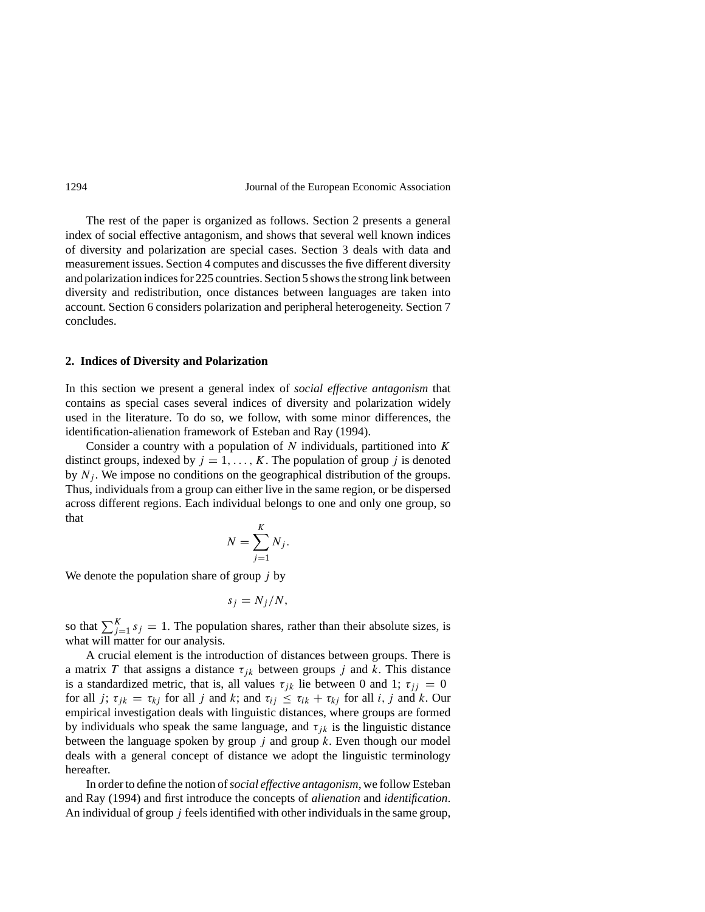The rest of the paper is organized as follows. Section 2 presents a general index of social effective antagonism, and shows that several well known indices of diversity and polarization are special cases. Section 3 deals with data and measurement issues. Section 4 computes and discusses the five different diversity and polarization indices for 225 countries. Section 5 shows the strong link between diversity and redistribution, once distances between languages are taken into account. Section 6 considers polarization and peripheral heterogeneity. Section 7 concludes.

## 2. Indices of Diversity and Polarization

In this section we present a general index of *social effective antagonism* that contains as special cases several indices of diversity and polarization widely used in the literature. To do so, we follow, with some minor differences, the identification-alienation framework of Esteban and Ray (1994).

Consider a country with a population of $N$ individuals, partitioned into $K$ distinct groups, indexed by $j = 1, \ldots, K$. The population of group $j$ is denoted by $N_j$. We impose no conditions on the geographical distribution of the groups. Thus, individuals from a group can either live in the same region, or be dispersed across different regions. Each individual belongs to one and only one group, so that

$$N = \sum_{j=1}^{K} N_j.$$

We denote the population share of group $j$ by

$$s_j = N_j / N,$$

so that $\sum_{j=1}^{K} s_j = 1$. The population shares, rather than their absolute sizes, is what will matter for our analysis.

A crucial element is the introduction of distances between groups. There is a matrix $T$ that assigns a distance $\tau_{jk}$ between groups $j$ and $k$. This distance is a standardized metric, that is, all values $\tau_{jk}$ lie between 0 and 1; $\tau_{jj} = 0$ for all $j$; $\tau_{jk} = \tau_{kj}$ for all $j$ and $k$; and $\tau_{ij} \leq \tau_{ik} + \tau_{kj}$ for all $i$, $j$ and $k$. Our empirical investigation deals with linguistic distances, where groups are formed by individuals who speak the same language, and $\tau_{jk}$ is the linguistic distance between the language spoken by group $j$ and group $k$. Even though our model deals with a general concept of distance we adopt the linguistic terminology hereafter.

In order to define the notion of *social effective antagonism*, we follow Esteban and Ray (1994) and first introduce the concepts of *alienation* and *identification*. An individual of group $j$ feels identified with other individuals in the same group,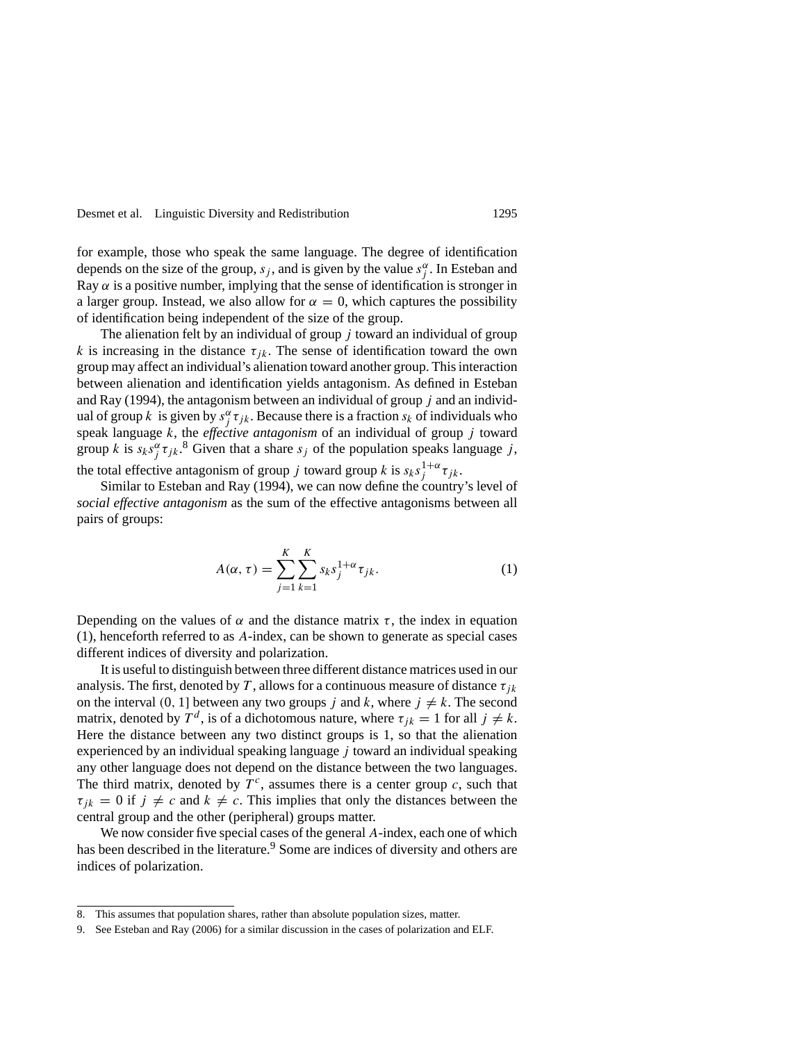for example, those who speak the same language. The degree of identification depends on the size of the group, $s_j$, and is given by the value $s_j^{\alpha}$. In Esteban and Ray $\alpha$ is a positive number, implying that the sense of identification is stronger in a larger group. Instead, we also allow for $\alpha = 0$, which captures the possibility of identification being independent of the size of the group.

The alienation felt by an individual of group $j$ toward an individual of group $k$ is increasing in the distance $\tau_{jk}$. The sense of identification toward the own group may affect an individual's alienation toward another group. This interaction between alienation and identification yields antagonism. As defined in Esteban and Ray (1994), the antagonism between an individual of group $j$ and an individual of group $k$ is given by $s_j^{\alpha}\tau_{jk}$. Because there is a fraction $s_k$ of individuals who speak language $k$, the *effective antagonism* of an individual of group $j$ toward group $k$ is $s_k s_j^{\alpha}\tau_{jk}$.[8] Given that a share $s_j$ of the population speaks language $j$, the total effective antagonism of group $j$ toward group $k$ is $s_k s_j^{1+\alpha}\tau_{jk}$.

Similar to Esteban and Ray (1994), we can now define the country's level of *social effective antagonism* as the sum of the effective antagonisms between all pairs of groups:

$$A(\alpha, \tau) = \sum_{j=1}^{K}\sum_{k=1}^{K} s_k s_j^{1+\alpha}\tau_{jk}. \tag{1}$$

Depending on the values of $\alpha$ and the distance matrix $\tau$, the index in equation (1), henceforth referred to as $A$-index, can be shown to generate as special cases different indices of diversity and polarization.

It is useful to distinguish between three different distance matrices used in our analysis. The first, denoted by $T$, allows for a continuous measure of distance $\tau_{jk}$ on the interval $(0, 1]$ between any two groups $j$ and $k$, where $j \neq k$. The second matrix, denoted by $T^d$, is of a dichotomous nature, where $\tau_{jk} = 1$ for all $j \neq k$. Here the distance between any two distinct groups is 1, so that the alienation experienced by an individual speaking language $j$ toward an individual speaking any other language does not depend on the distance between the two languages. The third matrix, denoted by $T^c$, assumes there is a center group $c$, such that $\tau_{jk} = 0$ if $j \neq c$ and $k \neq c$. This implies that only the distances between the central group and the other (peripheral) groups matter.

We now consider five special cases of the general $A$-index, each one of which has been described in the literature.[9] Some are indices of diversity and others are indices of polarization.

8. This assumes that population shares, rather than absolute population sizes, matter.

9. See Esteban and Ray (2006) for a similar discussion in the cases of polarization and ELF.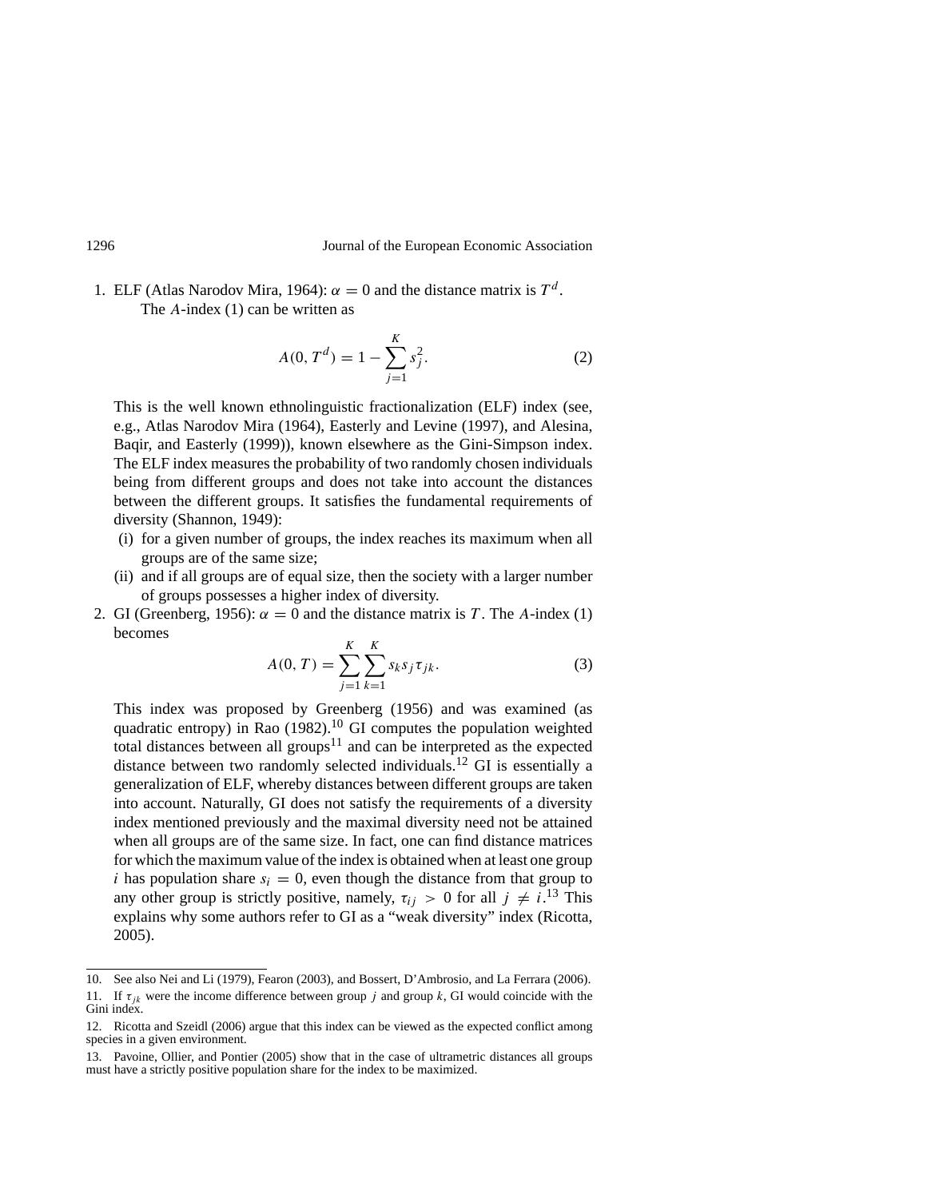1. ELF (Atlas Narodov Mira, 1964): $\alpha = 0$ and the distance matrix is $T^d$.

   The $A$-index (1) can be written as

$$A(0, T^d) = 1 - \sum_{j=1}^{K} s_j^2. \tag{2}$$

   This is the well known ethnolinguistic fractionalization (ELF) index (see, e.g., Atlas Narodov Mira (1964), Easterly and Levine (1997), and Alesina, Baqir, and Easterly (1999)), known elsewhere as the Gini-Simpson index. The ELF index measures the probability of two randomly chosen individuals being from different groups and does not take into account the distances between the different groups. It satisfies the fundamental requirements of diversity (Shannon, 1949):

   (i) for a given number of groups, the index reaches its maximum when all groups are of the same size;

   (ii) and if all groups are of equal size, then the society with a larger number of groups possesses a higher index of diversity.

2. GI (Greenberg, 1956): $\alpha = 0$ and the distance matrix is $T$. The $A$-index (1) becomes

$$A(0, T) = \sum_{j=1}^{K} \sum_{k=1}^{K} s_k s_j \tau_{jk}. \tag{3}$$

   This index was proposed by Greenberg (1956) and was examined (as quadratic entropy) in Rao (1982).[10] GI computes the population weighted total distances between all groups[11] and can be interpreted as the expected distance between two randomly selected individuals.[12] GI is essentially a generalization of ELF, whereby distances between different groups are taken into account. Naturally, GI does not satisfy the requirements of a diversity index mentioned previously and the maximal diversity need not be attained when all groups are of the same size. In fact, one can find distance matrices for which the maximum value of the index is obtained when at least one group $i$ has population share $s_i = 0$, even though the distance from that group to any other group is strictly positive, namely, $\tau_{ij} > 0$ for all $j \neq i$.[13] This explains why some authors refer to GI as a "weak diversity" index (Ricotta, 2005).

---

10. See also Nei and Li (1979), Fearon (2003), and Bossert, D'Ambrosio, and La Ferrara (2006).

11. If $\tau_{jk}$ were the income difference between group $j$ and group $k$, GI would coincide with the Gini index.

12. Ricotta and Szeidl (2006) argue that this index can be viewed as the expected conflict among species in a given environment.

13. Pavoine, Ollier, and Pontier (2005) show that in the case of ultrametric distances all groups must have a strictly positive population share for the index to be maximized.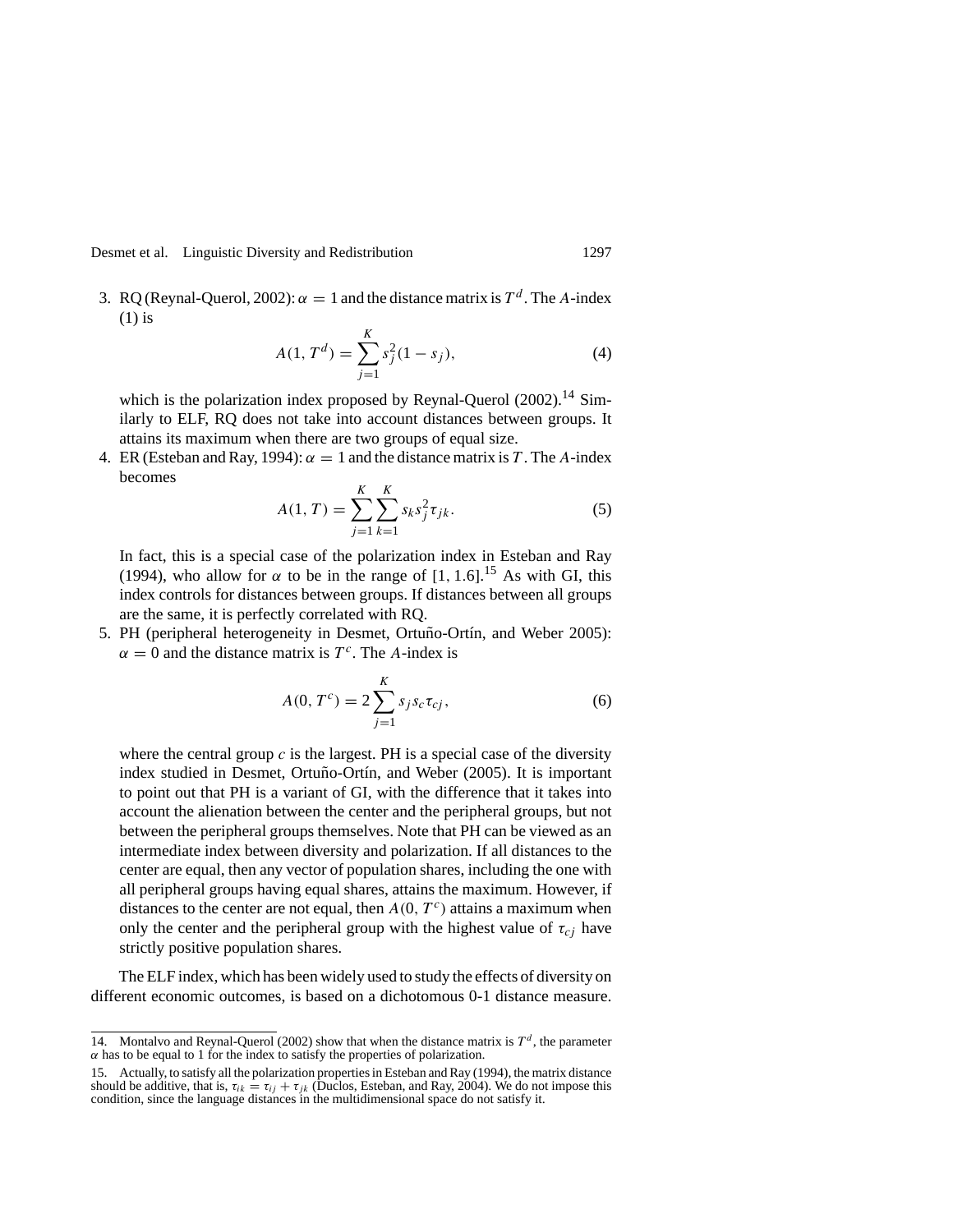3. RQ (Reynal-Querol, 2002): $\alpha = 1$ and the distance matrix is $T^d$. The $A$-index (1) is

$$A(1, T^d) = \sum_{j=1}^{K} s_j^2 (1 - s_j), \tag{4}$$

which is the polarization index proposed by Reynal-Querol (2002).[14] Similarly to ELF, RQ does not take into account distances between groups. It attains its maximum when there are two groups of equal size.

4. ER (Esteban and Ray, 1994): $\alpha = 1$ and the distance matrix is $T$. The $A$-index becomes

$$A(1, T) = \sum_{j=1}^{K} \sum_{k=1}^{K} s_k s_j^2 \tau_{jk}. \tag{5}$$

In fact, this is a special case of the polarization index in Esteban and Ray (1994), who allow for $\alpha$ to be in the range of $[1, 1.6]$.[15] As with GI, this index controls for distances between groups. If distances between all groups are the same, it is perfectly correlated with RQ.

5. PH (peripheral heterogeneity in Desmet, Ortuño-Ortín, and Weber 2005): $\alpha = 0$ and the distance matrix is $T^c$. The $A$-index is

$$A(0, T^c) = 2 \sum_{j=1}^{K} s_j s_c \tau_{cj}, \tag{6}$$

where the central group $c$ is the largest. PH is a special case of the diversity index studied in Desmet, Ortuño-Ortín, and Weber (2005). It is important to point out that PH is a variant of GI, with the difference that it takes into account the alienation between the center and the peripheral groups, but not between the peripheral groups themselves. Note that PH can be viewed as an intermediate index between diversity and polarization. If all distances to the center are equal, then any vector of population shares, including the one with all peripheral groups having equal shares, attains the maximum. However, if distances to the center are not equal, then $A(0, T^c)$ attains a maximum when only the center and the peripheral group with the highest value of $\tau_{cj}$ have strictly positive population shares.

The ELF index, which has been widely used to study the effects of diversity on different economic outcomes, is based on a dichotomous 0-1 distance measure.

---

14. Montalvo and Reynal-Querol (2002) show that when the distance matrix is $T^d$, the parameter $\alpha$ has to be equal to 1 for the index to satisfy the properties of polarization.

15. Actually, to satisfy all the polarization properties in Esteban and Ray (1994), the matrix distance should be additive, that is, $\tau_{ik} = \tau_{ij} + \tau_{jk}$ (Duclos, Esteban, and Ray, 2004). We do not impose this condition, since the language distances in the multidimensional space do not satisfy it.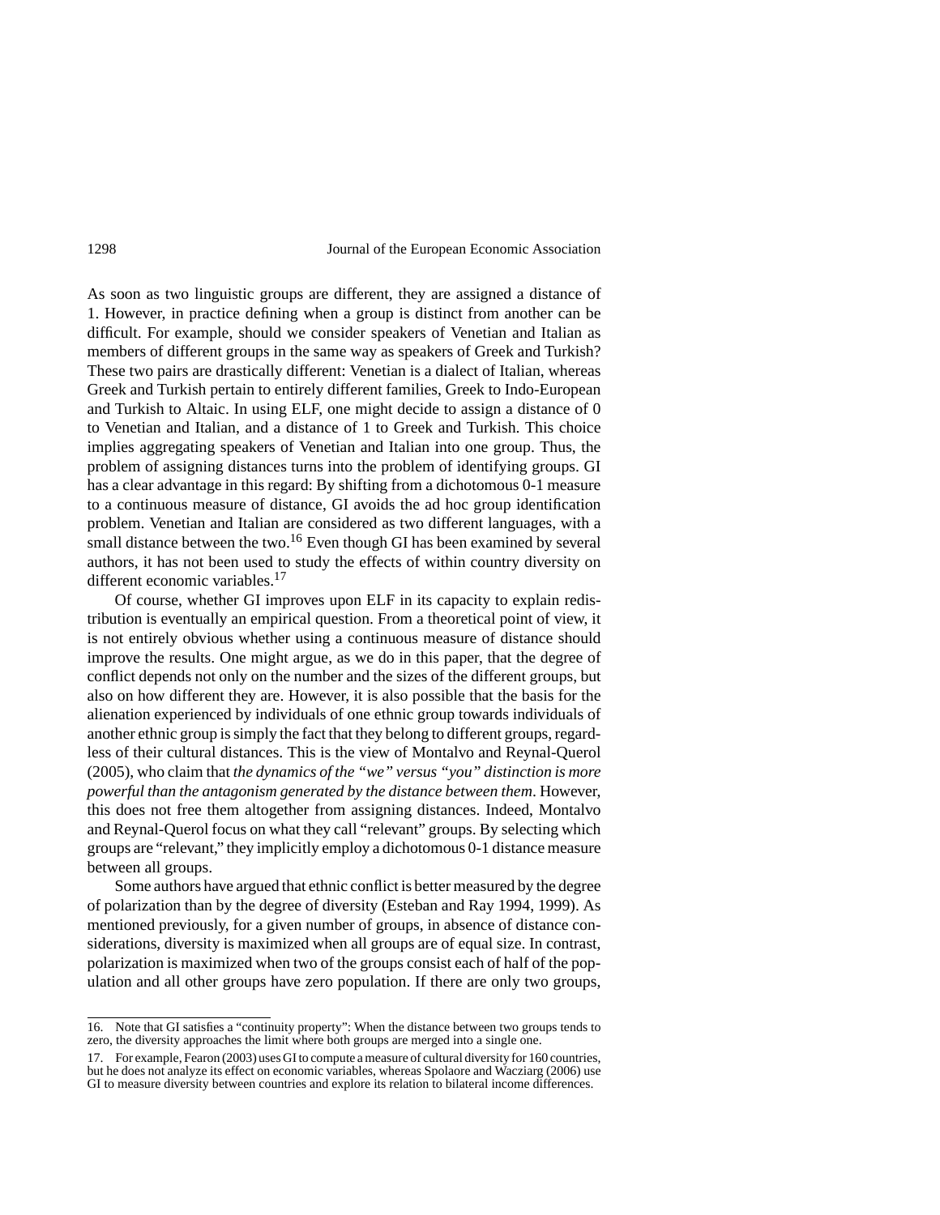As soon as two linguistic groups are different, they are assigned a distance of 1. However, in practice defining when a group is distinct from another can be difficult. For example, should we consider speakers of Venetian and Italian as members of different groups in the same way as speakers of Greek and Turkish? These two pairs are drastically different: Venetian is a dialect of Italian, whereas Greek and Turkish pertain to entirely different families, Greek to Indo-European and Turkish to Altaic. In using ELF, one might decide to assign a distance of 0 to Venetian and Italian, and a distance of 1 to Greek and Turkish. This choice implies aggregating speakers of Venetian and Italian into one group. Thus, the problem of assigning distances turns into the problem of identifying groups. GI has a clear advantage in this regard: By shifting from a dichotomous 0-1 measure to a continuous measure of distance, GI avoids the ad hoc group identification problem. Venetian and Italian are considered as two different languages, with a small distance between the two.[16] Even though GI has been examined by several authors, it has not been used to study the effects of within country diversity on different economic variables.[17]

Of course, whether GI improves upon ELF in its capacity to explain redistribution is eventually an empirical question. From a theoretical point of view, it is not entirely obvious whether using a continuous measure of distance should improve the results. One might argue, as we do in this paper, that the degree of conflict depends not only on the number and the sizes of the different groups, but also on how different they are. However, it is also possible that the basis for the alienation experienced by individuals of one ethnic group towards individuals of another ethnic group is simply the fact that they belong to different groups, regardless of their cultural distances. This is the view of Montalvo and Reynal-Querol (2005), who claim that *the dynamics of the "we" versus "you" distinction is more powerful than the antagonism generated by the distance between them*. However, this does not free them altogether from assigning distances. Indeed, Montalvo and Reynal-Querol focus on what they call "relevant" groups. By selecting which groups are "relevant," they implicitly employ a dichotomous 0-1 distance measure between all groups.

Some authors have argued that ethnic conflict is better measured by the degree of polarization than by the degree of diversity (Esteban and Ray 1994, 1999). As mentioned previously, for a given number of groups, in absence of distance considerations, diversity is maximized when all groups are of equal size. In contrast, polarization is maximized when two of the groups consist each of half of the population and all other groups have zero population. If there are only two groups,

16. Note that GI satisfies a "continuity property": When the distance between two groups tends to zero, the diversity approaches the limit where both groups are merged into a single one.

17. For example, Fearon (2003) uses GI to compute a measure of cultural diversity for 160 countries, but he does not analyze its effect on economic variables, whereas Spolaore and Wacziarg (2006) use GI to measure diversity between countries and explore its relation to bilateral income differences.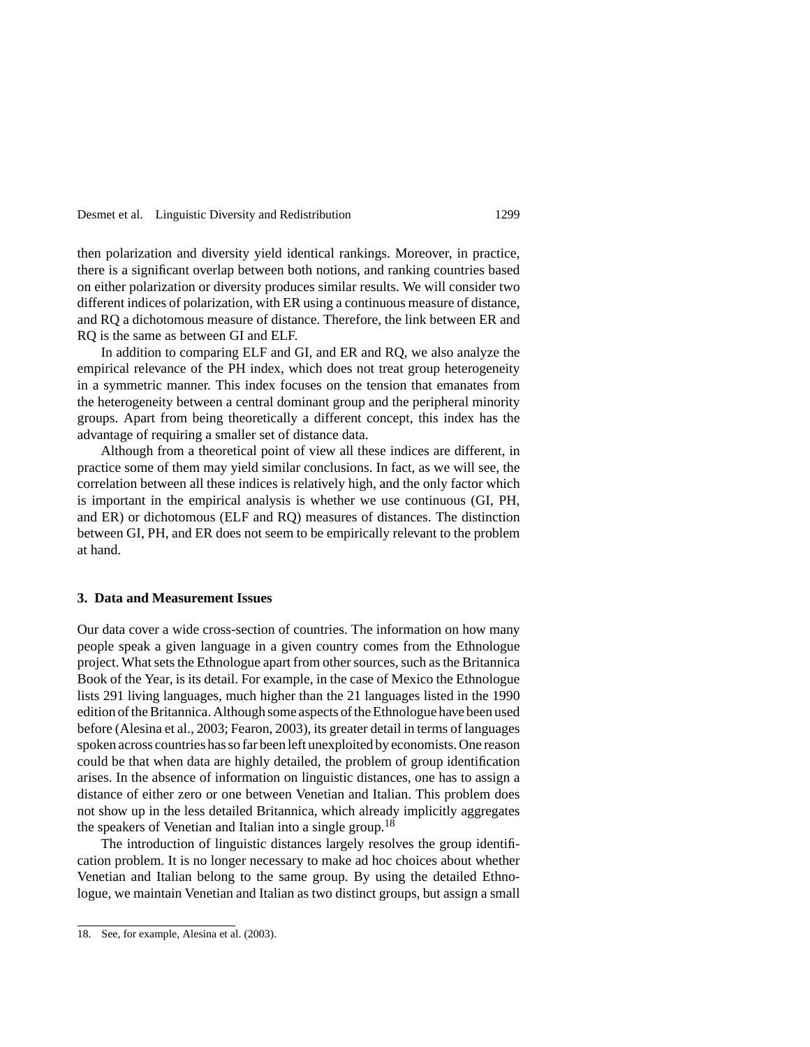then polarization and diversity yield identical rankings. Moreover, in practice, there is a significant overlap between both notions, and ranking countries based on either polarization or diversity produces similar results. We will consider two different indices of polarization, with ER using a continuous measure of distance, and RQ a dichotomous measure of distance. Therefore, the link between ER and RQ is the same as between GI and ELF.

In addition to comparing ELF and GI, and ER and RQ, we also analyze the empirical relevance of the PH index, which does not treat group heterogeneity in a symmetric manner. This index focuses on the tension that emanates from the heterogeneity between a central dominant group and the peripheral minority groups. Apart from being theoretically a different concept, this index has the advantage of requiring a smaller set of distance data.

Although from a theoretical point of view all these indices are different, in practice some of them may yield similar conclusions. In fact, as we will see, the correlation between all these indices is relatively high, and the only factor which is important in the empirical analysis is whether we use continuous (GI, PH, and ER) or dichotomous (ELF and RQ) measures of distances. The distinction between GI, PH, and ER does not seem to be empirically relevant to the problem at hand.

## 3. Data and Measurement Issues

Our data cover a wide cross-section of countries. The information on how many people speak a given language in a given country comes from the Ethnologue project. What sets the Ethnologue apart from other sources, such as the Britannica Book of the Year, is its detail. For example, in the case of Mexico the Ethnologue lists 291 living languages, much higher than the 21 languages listed in the 1990 edition of the Britannica. Although some aspects of the Ethnologue have been used before (Alesina et al., 2003; Fearon, 2003), its greater detail in terms of languages spoken across countries has so far been left unexploited by economists. One reason could be that when data are highly detailed, the problem of group identification arises. In the absence of information on linguistic distances, one has to assign a distance of either zero or one between Venetian and Italian. This problem does not show up in the less detailed Britannica, which already implicitly aggregates the speakers of Venetian and Italian into a single group.[18]

The introduction of linguistic distances largely resolves the group identification problem. It is no longer necessary to make ad hoc choices about whether Venetian and Italian belong to the same group. By using the detailed Ethnologue, we maintain Venetian and Italian as two distinct groups, but assign a small

18. See, for example, Alesina et al. (2003).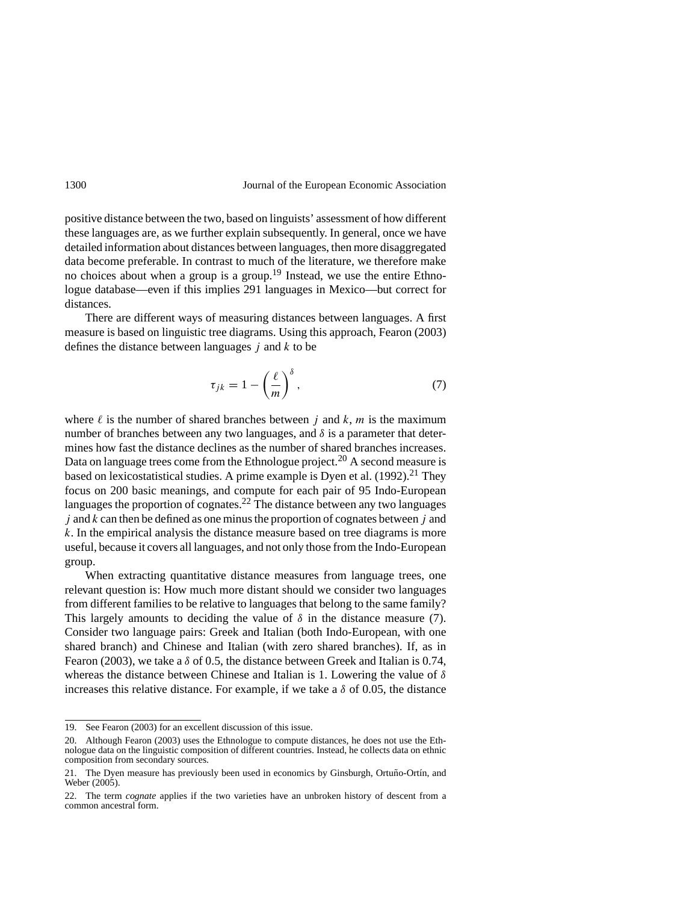positive distance between the two, based on linguists' assessment of how different these languages are, as we further explain subsequently. In general, once we have detailed information about distances between languages, then more disaggregated data become preferable. In contrast to much of the literature, we therefore make no choices about when a group is a group.[19] Instead, we use the entire Ethnologue database—even if this implies 291 languages in Mexico—but correct for distances.

There are different ways of measuring distances between languages. A first measure is based on linguistic tree diagrams. Using this approach, Fearon (2003) defines the distance between languages $j$ and $k$ to be

$$\tau_{jk} = 1 - \left(\frac{\ell}{m}\right)^{\delta}, \tag{7}$$

where $\ell$ is the number of shared branches between $j$ and $k$, $m$ is the maximum number of branches between any two languages, and $\delta$ is a parameter that determines how fast the distance declines as the number of shared branches increases. Data on language trees come from the Ethnologue project.[20] A second measure is based on lexicostatistical studies. A prime example is Dyen et al. (1992).[21] They focus on 200 basic meanings, and compute for each pair of 95 Indo-European languages the proportion of cognates.[22] The distance between any two languages $j$ and $k$ can then be defined as one minus the proportion of cognates between $j$ and $k$. In the empirical analysis the distance measure based on tree diagrams is more useful, because it covers all languages, and not only those from the Indo-European group.

When extracting quantitative distance measures from language trees, one relevant question is: How much more distant should we consider two languages from different families to be relative to languages that belong to the same family? This largely amounts to deciding the value of $\delta$ in the distance measure (7). Consider two language pairs: Greek and Italian (both Indo-European, with one shared branch) and Chinese and Italian (with zero shared branches). If, as in Fearon (2003), we take a $\delta$ of 0.5, the distance between Greek and Italian is 0.74, whereas the distance between Chinese and Italian is 1. Lowering the value of $\delta$ increases this relative distance. For example, if we take a $\delta$ of 0.05, the distance

---

19. See Fearon (2003) for an excellent discussion of this issue.

20. Although Fearon (2003) uses the Ethnologue to compute distances, he does not use the Ethnologue data on the linguistic composition of different countries. Instead, he collects data on ethnic composition from secondary sources.

21. The Dyen measure has previously been used in economics by Ginsburgh, Ortuño-Ortín, and Weber (2005).

22. The term *cognate* applies if the two varieties have an unbroken history of descent from a common ancestral form.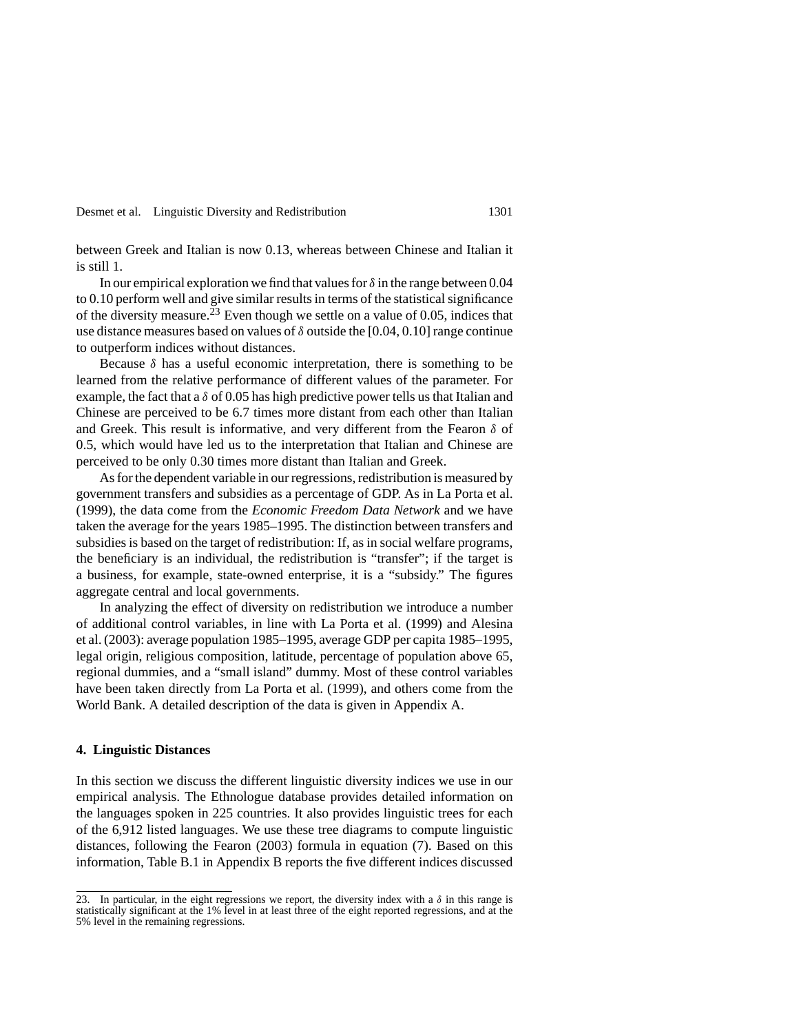between Greek and Italian is now 0.13, whereas between Chinese and Italian it is still 1.

In our empirical exploration we find that values for $\delta$ in the range between 0.04 to 0.10 perform well and give similar results in terms of the statistical significance of the diversity measure.[23] Even though we settle on a value of 0.05, indices that use distance measures based on values of $\delta$ outside the [0.04, 0.10] range continue to outperform indices without distances.

Because $\delta$ has a useful economic interpretation, there is something to be learned from the relative performance of different values of the parameter. For example, the fact that a $\delta$ of 0.05 has high predictive power tells us that Italian and Chinese are perceived to be 6.7 times more distant from each other than Italian and Greek. This result is informative, and very different from the Fearon $\delta$ of 0.5, which would have led us to the interpretation that Italian and Chinese are perceived to be only 0.30 times more distant than Italian and Greek.

As for the dependent variable in our regressions, redistribution is measured by government transfers and subsidies as a percentage of GDP. As in La Porta et al. (1999), the data come from the *Economic Freedom Data Network* and we have taken the average for the years 1985–1995. The distinction between transfers and subsidies is based on the target of redistribution: If, as in social welfare programs, the beneficiary is an individual, the redistribution is "transfer"; if the target is a business, for example, state-owned enterprise, it is a "subsidy." The figures aggregate central and local governments.

In analyzing the effect of diversity on redistribution we introduce a number of additional control variables, in line with La Porta et al. (1999) and Alesina et al. (2003): average population 1985–1995, average GDP per capita 1985–1995, legal origin, religious composition, latitude, percentage of population above 65, regional dummies, and a "small island" dummy. Most of these control variables have been taken directly from La Porta et al. (1999), and others come from the World Bank. A detailed description of the data is given in Appendix A.

## 4. Linguistic Distances

In this section we discuss the different linguistic diversity indices we use in our empirical analysis. The Ethnologue database provides detailed information on the languages spoken in 225 countries. It also provides linguistic trees for each of the 6,912 listed languages. We use these tree diagrams to compute linguistic distances, following the Fearon (2003) formula in equation (7). Based on this information, Table B.1 in Appendix B reports the five different indices discussed

23. In particular, in the eight regressions we report, the diversity index with a $\delta$ in this range is statistically significant at the 1% level in at least three of the eight reported regressions, and at the 5% level in the remaining regressions.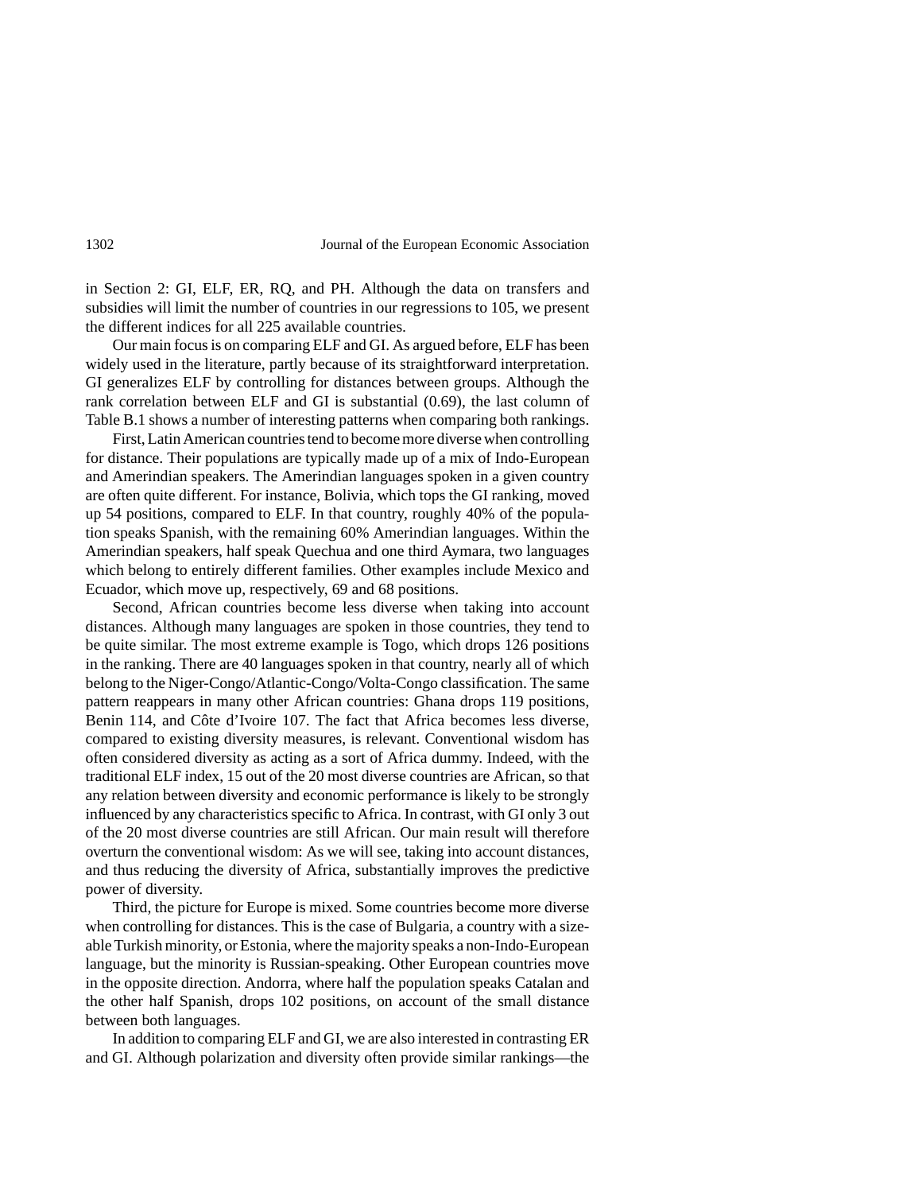in Section 2: GI, ELF, ER, RQ, and PH. Although the data on transfers and subsidies will limit the number of countries in our regressions to 105, we present the different indices for all 225 available countries.

Our main focus is on comparing ELF and GI. As argued before, ELF has been widely used in the literature, partly because of its straightforward interpretation. GI generalizes ELF by controlling for distances between groups. Although the rank correlation between ELF and GI is substantial (0.69), the last column of Table B.1 shows a number of interesting patterns when comparing both rankings.

First, Latin American countries tend to become more diverse when controlling for distance. Their populations are typically made up of a mix of Indo-European and Amerindian speakers. The Amerindian languages spoken in a given country are often quite different. For instance, Bolivia, which tops the GI ranking, moved up 54 positions, compared to ELF. In that country, roughly 40% of the population speaks Spanish, with the remaining 60% Amerindian languages. Within the Amerindian speakers, half speak Quechua and one third Aymara, two languages which belong to entirely different families. Other examples include Mexico and Ecuador, which move up, respectively, 69 and 68 positions.

Second, African countries become less diverse when taking into account distances. Although many languages are spoken in those countries, they tend to be quite similar. The most extreme example is Togo, which drops 126 positions in the ranking. There are 40 languages spoken in that country, nearly all of which belong to the Niger-Congo/Atlantic-Congo/Volta-Congo classification. The same pattern reappears in many other African countries: Ghana drops 119 positions, Benin 114, and Côte d'Ivoire 107. The fact that Africa becomes less diverse, compared to existing diversity measures, is relevant. Conventional wisdom has often considered diversity as acting as a sort of Africa dummy. Indeed, with the traditional ELF index, 15 out of the 20 most diverse countries are African, so that any relation between diversity and economic performance is likely to be strongly influenced by any characteristics specific to Africa. In contrast, with GI only 3 out of the 20 most diverse countries are still African. Our main result will therefore overturn the conventional wisdom: As we will see, taking into account distances, and thus reducing the diversity of Africa, substantially improves the predictive power of diversity.

Third, the picture for Europe is mixed. Some countries become more diverse when controlling for distances. This is the case of Bulgaria, a country with a sizeable Turkish minority, or Estonia, where the majority speaks a non-Indo-European language, but the minority is Russian-speaking. Other European countries move in the opposite direction. Andorra, where half the population speaks Catalan and the other half Spanish, drops 102 positions, on account of the small distance between both languages.

In addition to comparing ELF and GI, we are also interested in contrasting ER and GI. Although polarization and diversity often provide similar rankings—the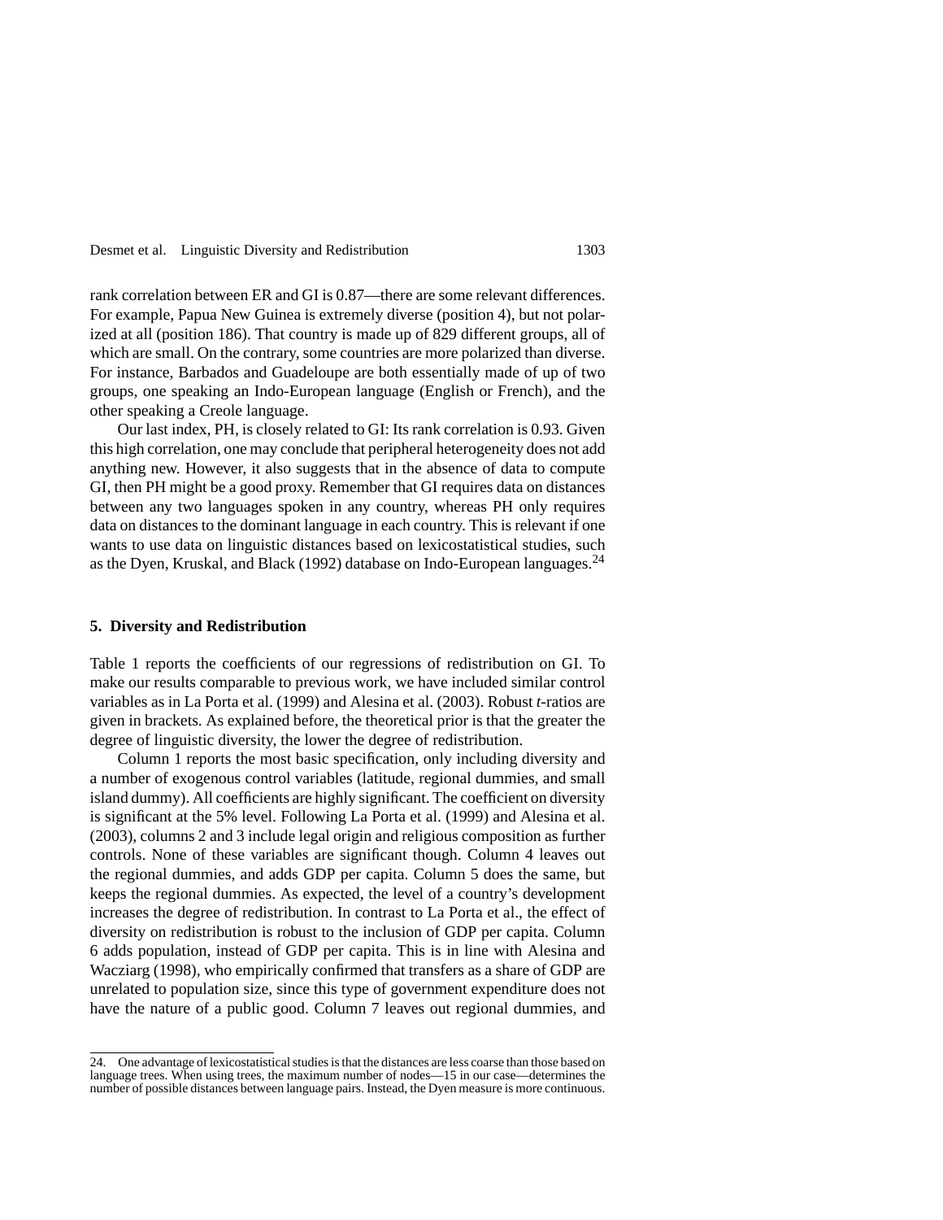rank correlation between ER and GI is 0.87—there are some relevant differences. For example, Papua New Guinea is extremely diverse (position 4), but not polarized at all (position 186). That country is made up of 829 different groups, all of which are small. On the contrary, some countries are more polarized than diverse. For instance, Barbados and Guadeloupe are both essentially made of up of two groups, one speaking an Indo-European language (English or French), and the other speaking a Creole language.

Our last index, PH, is closely related to GI: Its rank correlation is 0.93. Given this high correlation, one may conclude that peripheral heterogeneity does not add anything new. However, it also suggests that in the absence of data to compute GI, then PH might be a good proxy. Remember that GI requires data on distances between any two languages spoken in any country, whereas PH only requires data on distances to the dominant language in each country. This is relevant if one wants to use data on linguistic distances based on lexicostatistical studies, such as the Dyen, Kruskal, and Black (1992) database on Indo-European languages.[24]

## 5. Diversity and Redistribution

Table 1 reports the coefficients of our regressions of redistribution on GI. To make our results comparable to previous work, we have included similar control variables as in La Porta et al. (1999) and Alesina et al. (2003). Robust *t*-ratios are given in brackets. As explained before, the theoretical prior is that the greater the degree of linguistic diversity, the lower the degree of redistribution.

Column 1 reports the most basic specification, only including diversity and a number of exogenous control variables (latitude, regional dummies, and small island dummy). All coefficients are highly significant. The coefficient on diversity is significant at the 5% level. Following La Porta et al. (1999) and Alesina et al. (2003), columns 2 and 3 include legal origin and religious composition as further controls. None of these variables are significant though. Column 4 leaves out the regional dummies, and adds GDP per capita. Column 5 does the same, but keeps the regional dummies. As expected, the level of a country's development increases the degree of redistribution. In contrast to La Porta et al., the effect of diversity on redistribution is robust to the inclusion of GDP per capita. Column 6 adds population, instead of GDP per capita. This is in line with Alesina and Wacziarg (1998), who empirically confirmed that transfers as a share of GDP are unrelated to population size, since this type of government expenditure does not have the nature of a public good. Column 7 leaves out regional dummies, and

---

24. One advantage of lexicostatistical studies is that the distances are less coarse than those based on language trees. When using trees, the maximum number of nodes—15 in our case—determines the number of possible distances between language pairs. Instead, the Dyen measure is more continuous.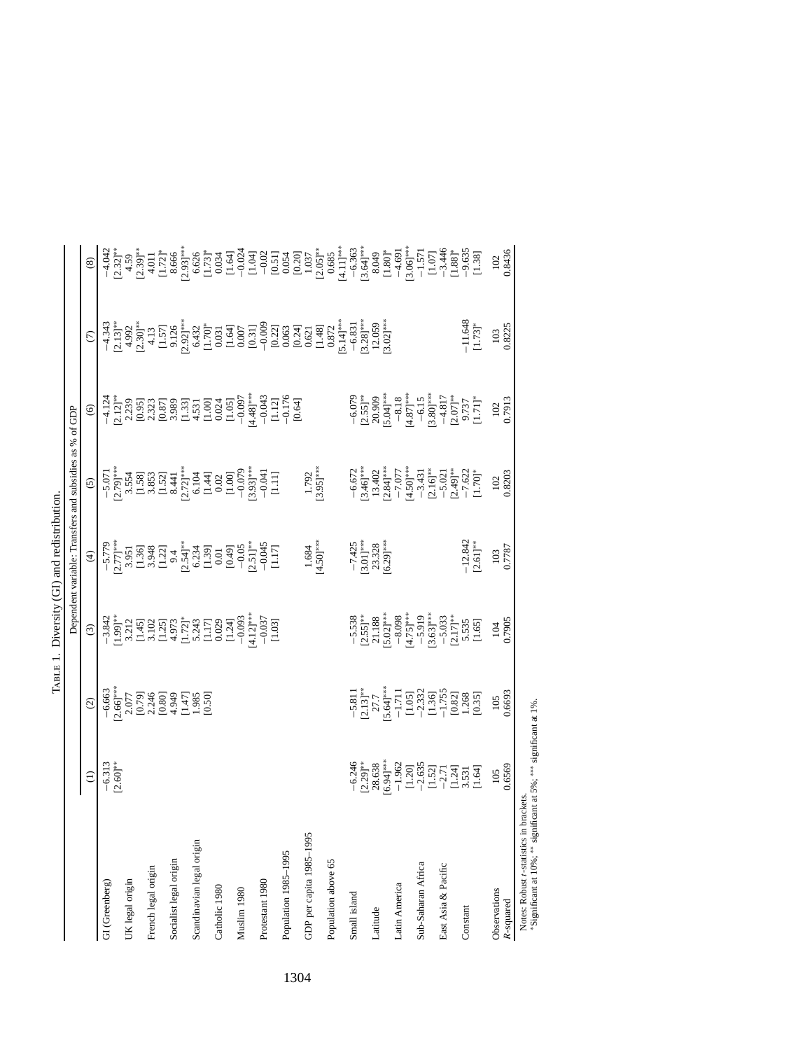TABLE 1. Diversity (GI) and redistribution.

| | Dependent variable: Transfers and subsidies as % of GDP | | | | | | | |
|---|---|---|---|---|---|---|---|---|
| | (1) | (2) | (3) | (4) | (5) | (6) | (7) | (8) |
| GI (Greenberg) | −6.313 | −6.663 | −3.842 | −5.779 | −5.071 | −4.124 | −4.343 | −4.042 |
| | [2.60]** | [2.66]*** | [1.99]** | [2.77]*** | [2.79]*** | [2.12]** | [2.13]** | [2.32]** |
| UK legal origin | | 2.077 | 3.212 | 3.951 | 3.554 | 2.239 | 4.992 | 4.59 |
| | | [0.79] | [1.45] | [1.36] | [1.58] | [0.95] | [2.30]** | [2.39]** |
| French legal origin | | 2.246 | 3.102 | 3.948 | 3.853 | 2.323 | 4.13 | 4.011 |
| | | [0.80] | [1.25] | [1.22] | [1.52] | [0.87] | [1.57] | [1.72]* |
| Socialist legal origin | | 4.949 | 4.973 | 9.4 | 8.441 | 3.989 | 9.126 | 8.666 |
| | | [1.47] | [1.72]* | [2.54]** | [2.72]*** | [1.33] | [2.92]*** | [2.93]*** |
| Scandinavian legal origin | | 1.985 | 5.243 | 6.234 | 6.104 | 4.531 | 6.432 | 6.626 |
| | | [0.50] | [1.17] | [1.39] | [1.44] | [1.00] | [1.70]* | [1.73]* |
| Catholic 1980 | | | 0.029 | 0.01 | 0.02 | 0.024 | 0.031 | 0.034 |
| | | | [1.24] | [0.49] | [1.00] | [1.05] | [1.64] | [1.64] |
| Muslim 1980 | | | −0.093 | −0.05 | −0.079 | −0.097 | 0.007 | −0.024 |
| | | | [4.12]*** | [2.51]** | [3.93]*** | [4.48]*** | [0.31] | [1.04] |
| Protestant 1980 | | | −0.037 | −0.045 | −0.041 | −0.043 | −0.009 | −0.02 |
| | | | [1.03] | [1.17] | [1.11] | [1.12] | [0.22] | [0.51] |
| Population 1985–1995 | | | | | | −0.176 | 0.063 | 0.054 |
| | | | | | | [0.64] | [0.24] | [0.20] |
| GDP per capita 1985–1995 | | | | 1.684 | 1.792 | | 0.621 | 1.037 |
| | | | | [4.50]*** | [3.95]*** | | [1.48] | [2.05]** |
| Population above 65 | | | | | | | 0.872 | 0.685 |
| | | | | | | | [5.14]*** | [4.11]*** |
| Small island | −6.246 | −5.811 | −5.538 | −7.425 | −6.672 | −6.079 | −6.831 | −6.363 |
| | [2.29]** | [2.13]** | [2.55]** | [3.01]*** | [3.46]*** | [2.55]** | [3.28]*** | [3.64]*** |
| Latitude | 28.638 | 27.7 | 21.188 | 23.328 | 13.402 | 20.909 | 12.059 | 8.049 |
| | [6.94]*** | [5.64]*** | [5.02]*** | [6.29]*** | [2.84]*** | [5.04]*** | [3.02]*** | [1.80]* |
| Latin America | −1.962 | −1.711 | −8.098 | | −7.077 | −8.18 | | −4.691 |
| | [1.20] | [1.05] | [4.75]*** | | [4.50]*** | [4.87]*** | | [3.06]*** |
| Sub-Saharan Africa | −2.635 | −2.332 | −5.919 | | −3.431 | −6.15 | | −1.571 |
| | [1.52] | [1.36] | [3.63]*** | | [2.16]** | [3.80]*** | | [1.07] |
| East Asia & Pacific | −2.71 | −1.755 | −5.033 | | −5.021 | −4.817 | | −3.446 |
| | [1.24] | [0.82] | [2.17]** | | [2.49]** | [2.07]** | | [1.88]* |
| Constant | 3.531 | 1.268 | 5.535 | −12.842 | −7.622 | 9.737 | −11.648 | −9.635 |
| | [1.64] | [0.35] | [1.65] | [2.61]** | [1.70]* | [1.71]* | [1.73]* | [1.38] |
| Observations | 105 | 105 | 104 | 103 | 102 | 102 | 103 | 102 |
| $R$-squared | 0.6569 | 0.6693 | 0.7905 | 0.7787 | 0.8203 | 0.7913 | 0.8225 | 0.8436 |

Notes: Robust $t$-statistics in brackets.
*Significant at 10%; ** significant at 5%; *** significant at 1%.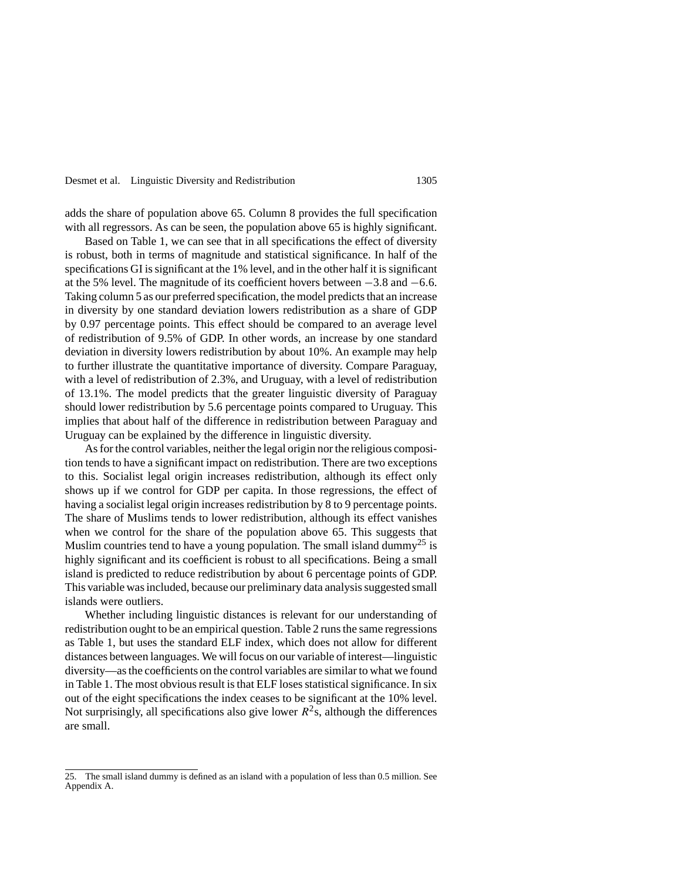adds the share of population above 65. Column 8 provides the full specification with all regressors. As can be seen, the population above 65 is highly significant.

Based on Table 1, we can see that in all specifications the effect of diversity is robust, both in terms of magnitude and statistical significance. In half of the specifications GI is significant at the 1% level, and in the other half it is significant at the 5% level. The magnitude of its coefficient hovers between −3.8 and −6.6. Taking column 5 as our preferred specification, the model predicts that an increase in diversity by one standard deviation lowers redistribution as a share of GDP by 0.97 percentage points. This effect should be compared to an average level of redistribution of 9.5% of GDP. In other words, an increase by one standard deviation in diversity lowers redistribution by about 10%. An example may help to further illustrate the quantitative importance of diversity. Compare Paraguay, with a level of redistribution of 2.3%, and Uruguay, with a level of redistribution of 13.1%. The model predicts that the greater linguistic diversity of Paraguay should lower redistribution by 5.6 percentage points compared to Uruguay. This implies that about half of the difference in redistribution between Paraguay and Uruguay can be explained by the difference in linguistic diversity.

As for the control variables, neither the legal origin nor the religious composition tends to have a significant impact on redistribution. There are two exceptions to this. Socialist legal origin increases redistribution, although its effect only shows up if we control for GDP per capita. In those regressions, the effect of having a socialist legal origin increases redistribution by 8 to 9 percentage points. The share of Muslims tends to lower redistribution, although its effect vanishes when we control for the share of the population above 65. This suggests that Muslim countries tend to have a young population. The small island dummy[25] is highly significant and its coefficient is robust to all specifications. Being a small island is predicted to reduce redistribution by about 6 percentage points of GDP. This variable was included, because our preliminary data analysis suggested small islands were outliers.

Whether including linguistic distances is relevant for our understanding of redistribution ought to be an empirical question. Table 2 runs the same regressions as Table 1, but uses the standard ELF index, which does not allow for different distances between languages. We will focus on our variable of interest—linguistic diversity—as the coefficients on the control variables are similar to what we found in Table 1. The most obvious result is that ELF loses statistical significance. In six out of the eight specifications the index ceases to be significant at the 10% level. Not surprisingly, all specifications also give lower $R^2$s, although the differences are small.

25. The small island dummy is defined as an island with a population of less than 0.5 million. See Appendix A.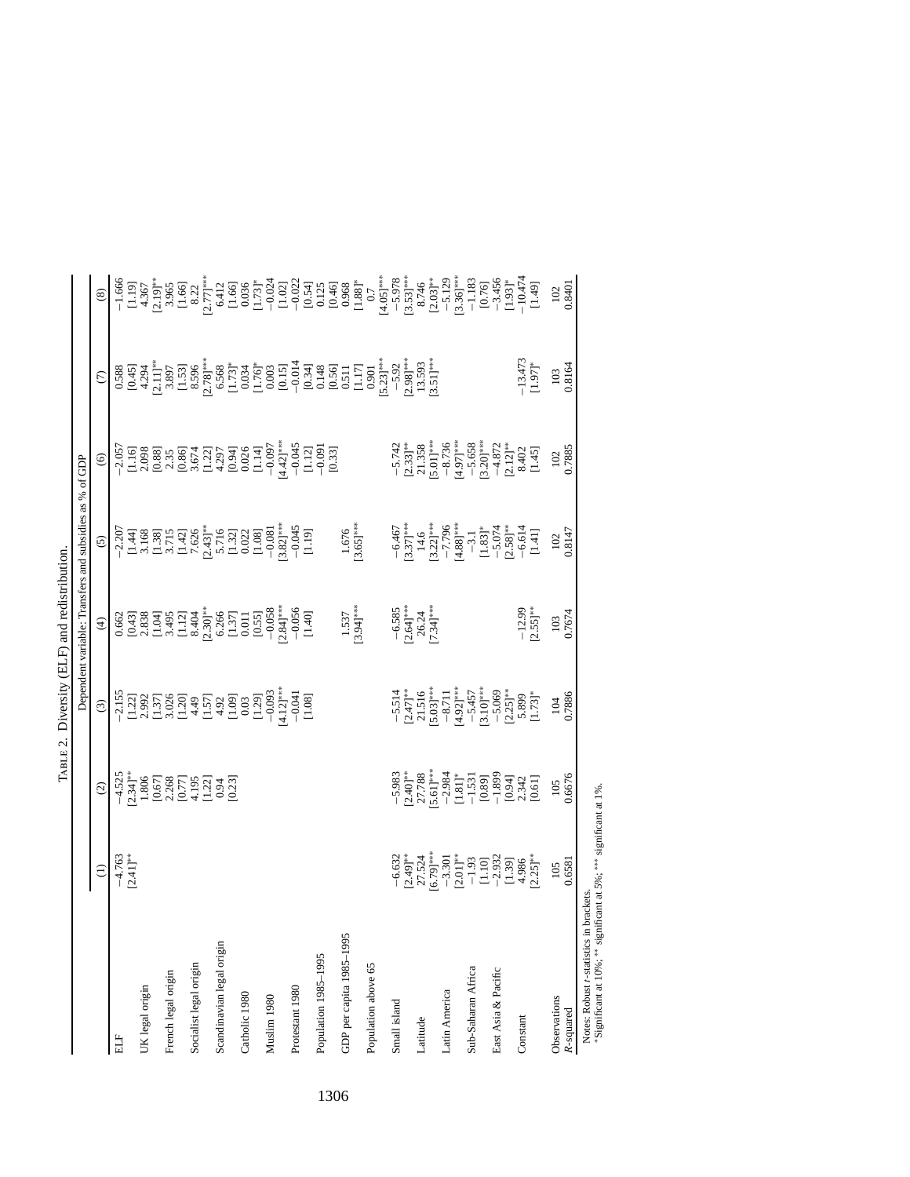TABLE 2. Diversity (ELF) and redistribution.

| | Dependent variable: Transfers and subsidies as % of GDP | | | | | | | |
|---|---|---|---|---|---|---|---|---|
| | (1) | (2) | (3) | (4) | (5) | (6) | (7) | (8) |
| ELF | −4.763 | −4.525 | −2.155 | 0.662 | −2.207 | −2.057 | 0.588 | −1.666 |
| | [2.41]** | [2.34]** | [1.22] | [0.43] | [1.44] | [1.16] | [0.45] | [1.19] |
| UK legal origin | | 1.806 | 2.992 | 2.838 | 3.168 | 2.098 | 4.294 | 4.367 |
| | | [0.67] | [1.37] | [1.04] | [1.38] | [0.88] | [2.11]** | [2.19]** |
| French legal origin | | 2.268 | 3.026 | 3.495 | 3.715 | 2.35 | 3.897 | 3.965 |
| | | [0.77] | [1.20] | [1.12] | [1.42] | [0.86] | [1.53] | [1.66] |
| Socialist legal origin | | 4.195 | 4.49 | 8.404 | 7.626 | 3.674 | 8.596 | 8.22 |
| | | [1.22] | [1.57] | [2.30]** | [2.43]** | [1.22] | [2.78]*** | [2.77]*** |
| Scandinavian legal origin | | 0.94 | 4.92 | 6.266 | 5.716 | 4.297 | 6.568 | 6.412 |
| | | [0.23] | [1.09] | [1.37] | [1.32] | [0.94] | [1.73]* | [1.66] |
| Catholic 1980 | | | 0.03 | 0.011 | 0.022 | 0.026 | 0.034 | 0.036 |
| | | | [1.29] | [0.55] | [1.08] | [1.14] | [1.76]* | [1.73]* |
| Muslim 1980 | | | −0.093 | −0.058 | −0.081 | −0.097 | 0.003 | −0.024 |
| | | | [4.12]*** | [2.84]*** | [3.82]*** | [4.42]*** | [0.15] | [1.02] |
| Protestant 1980 | | | −0.041 | −0.056 | −0.045 | −0.045 | −0.014 | −0.022 |
| | | | [1.08] | [1.40] | [1.19] | [1.12] | [0.34] | [0.54] |
| Population 1985–1995 | | | | | | −0.091 | 0.148 | 0.125 |
| | | | | | | [0.33] | [0.56] | [0.46] |
| GDP per capita 1985–1995 | | | | 1.537 | 1.676 | | 0.511 | 0.968 |
| | | | | [3.94]*** | [3.65]*** | | [1.17] | [1.88]* |
| Population above 65 | | | | | | | 0.901 | 0.7 |
| | | | | | | | [5.23]*** | [4.05]*** |
| Small island | −6.632 | −5.983 | −5.514 | −6.585 | −6.467 | −5.742 | −5.92 | −5.978 |
| | [2.49]** | [2.40]** | [2.47]** | [2.64]*** | [3.37]*** | [2.33]** | [2.98]*** | [3.53]*** |
| Latitude | 27.524 | 27.788 | 21.516 | 26.24 | 14.6 | 21.358 | 13.593 | 8.746 |
| | [6.79]*** | [5.61]*** | [5.03]*** | [7.34]*** | [3.22]*** | [5.01]*** | [3.51]*** | [2.03]** |
| Latin America | −3.301 | −2.984 | −8.711 | | −7.796 | −8.736 | | −5.129 |
| | [2.01]** | [1.81]* | [4.92]*** | | [4.88]*** | [4.97]*** | | [3.36]*** |
| Sub-Saharan Africa | −1.93 | −1.531 | −5.457 | | −3.1 | −5.658 | | −1.183 |
| | [1.10] | [0.89] | [3.10]*** | | [1.83]* | [3.20]*** | | [0.76] |
| East Asia & Pacific | −2.932 | −1.899 | −5.069 | | −5.074 | −4.872 | | −3.456 |
| | [1.39] | [0.94] | [2.25]** | | [2.58]** | [2.12]** | | [1.93]* |
| Constant | 4.986 | 2.342 | 5.899 | −12.99 | −6.614 | 8.402 | −13.473 | −10.474 |
| | [2.25]** | [0.61] | [1.73]* | [2.55]** | [1.41] | [1.45] | [1.97]* | [1.49] |
| Observations | 105 | 105 | 104 | 103 | 102 | 102 | 103 | 102 |
| $R$-squared | 0.6581 | 0.6676 | 0.7886 | 0.7674 | 0.8147 | 0.7885 | 0.8164 | 0.8401 |

Notes: Robust $t$-statistics in brackets.
*Significant at 10%; ** significant at 5%; *** significant at 1%.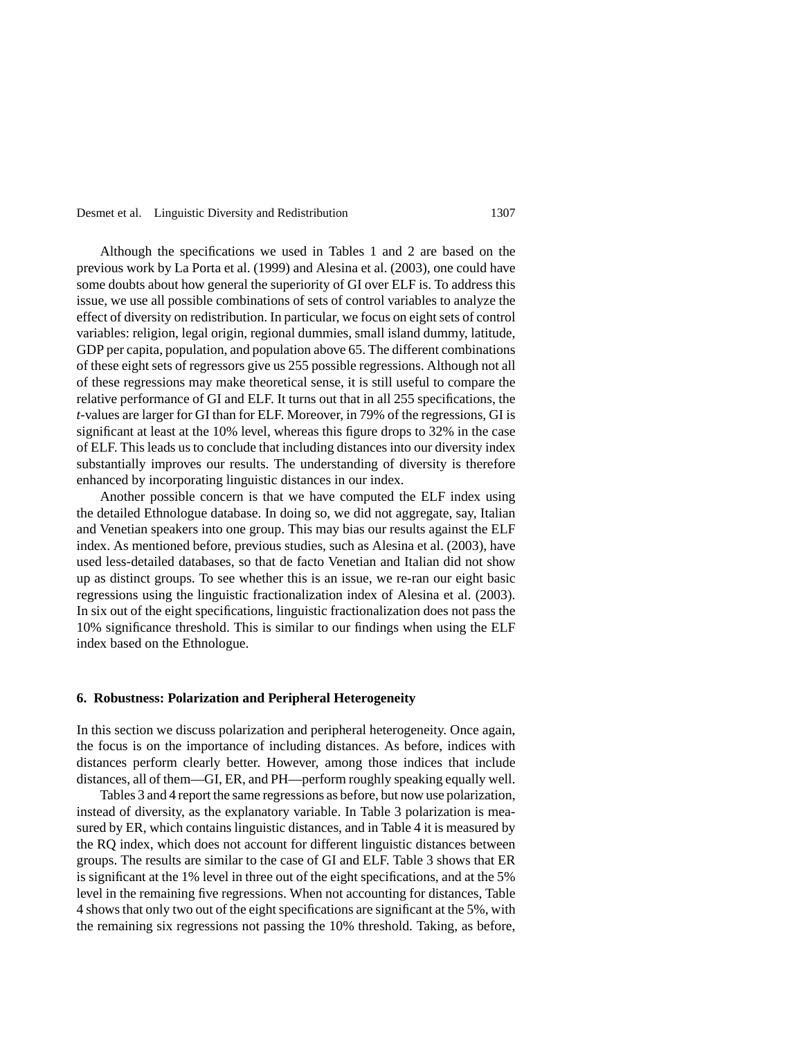Although the specifications we used in Tables 1 and 2 are based on the previous work by La Porta et al. (1999) and Alesina et al. (2003), one could have some doubts about how general the superiority of GI over ELF is. To address this issue, we use all possible combinations of sets of control variables to analyze the effect of diversity on redistribution. In particular, we focus on eight sets of control variables: religion, legal origin, regional dummies, small island dummy, latitude, GDP per capita, population, and population above 65. The different combinations of these eight sets of regressors give us 255 possible regressions. Although not all of these regressions may make theoretical sense, it is still useful to compare the relative performance of GI and ELF. It turns out that in all 255 specifications, the *t*-values are larger for GI than for ELF. Moreover, in 79% of the regressions, GI is significant at least at the 10% level, whereas this figure drops to 32% in the case of ELF. This leads us to conclude that including distances into our diversity index substantially improves our results. The understanding of diversity is therefore enhanced by incorporating linguistic distances in our index.

Another possible concern is that we have computed the ELF index using the detailed Ethnologue database. In doing so, we did not aggregate, say, Italian and Venetian speakers into one group. This may bias our results against the ELF index. As mentioned before, previous studies, such as Alesina et al. (2003), have used less-detailed databases, so that de facto Venetian and Italian did not show up as distinct groups. To see whether this is an issue, we re-ran our eight basic regressions using the linguistic fractionalization index of Alesina et al. (2003). In six out of the eight specifications, linguistic fractionalization does not pass the 10% significance threshold. This is similar to our findings when using the ELF index based on the Ethnologue.

## 6. Robustness: Polarization and Peripheral Heterogeneity

In this section we discuss polarization and peripheral heterogeneity. Once again, the focus is on the importance of including distances. As before, indices with distances perform clearly better. However, among those indices that include distances, all of them—GI, ER, and PH—perform roughly speaking equally well.

Tables 3 and 4 report the same regressions as before, but now use polarization, instead of diversity, as the explanatory variable. In Table 3 polarization is measured by ER, which contains linguistic distances, and in Table 4 it is measured by the RQ index, which does not account for different linguistic distances between groups. The results are similar to the case of GI and ELF. Table 3 shows that ER is significant at the 1% level in three out of the eight specifications, and at the 5% level in the remaining five regressions. When not accounting for distances, Table 4 shows that only two out of the eight specifications are significant at the 5%, with the remaining six regressions not passing the 10% threshold. Taking, as before,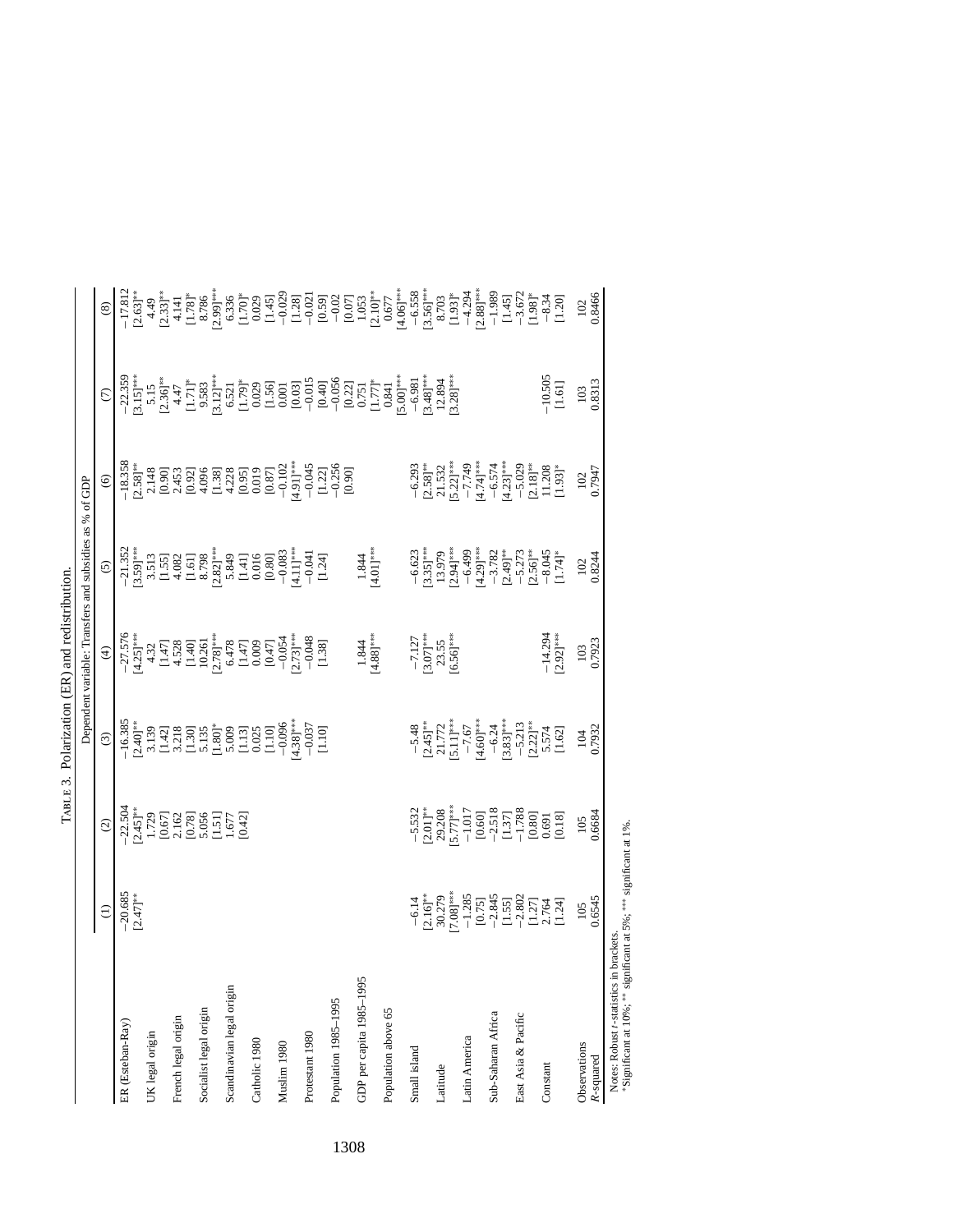TABLE 3. Polarization (ER) and redistribution.

| | Dependent variable: Transfers and subsidies as % of GDP | | | | | | | |
|---|---|---|---|---|---|---|---|---|
| | (1) | (2) | (3) | (4) | (5) | (6) | (7) | (8) |
| ER (Esteban-Ray) | −20.685 | −22.504 | −16.385 | −27.576 | −21.352 | −18.358 | −22.359 | −17.812 |
| | [2.47]** | [2.45]** | [2.40]** | [4.25]*** | [3.59]*** | [2.58]** | [3.15]*** | [2.63]** |
| UK legal origin | | 1.729 | 3.139 | 4.32 | 3.513 | 2.148 | 5.15 | 4.49 |
| | | [0.67] | [1.42] | [1.47] | [1.55] | [0.90] | [2.36]** | [2.33]** |
| French legal origin | | 2.162 | 3.218 | 4.528 | 4.082 | 2.453 | 4.47 | 4.141 |
| | | [0.78] | [1.30] | [1.40] | [1.61] | [0.92] | [1.71]* | [1.78]* |
| Socialist legal origin | | 5.056 | 5.135 | 10.261 | 8.798 | 4.096 | 9.583 | 8.786 |
| | | [1.51] | [1.80]* | [2.78]*** | [2.82]*** | [1.38] | [3.12]*** | [2.99]*** |
| Scandinavian legal origin | | 1.677 | 5.009 | 6.478 | 5.849 | 4.228 | 6.521 | 6.336 |
| | | [0.42] | [1.13] | [1.47] | [1.41] | [0.95] | [1.79]* | [1.70]* |
| Catholic 1980 | | | 0.025 | 0.009 | 0.016 | 0.019 | 0.029 | 0.029 |
| | | | [1.10] | [0.47] | [0.80] | [0.87] | [1.56] | [1.45] |
| Muslim 1980 | | | −0.096 | −0.054 | −0.083 | −0.102 | 0.001 | −0.029 |
| | | | [4.38]*** | [2.73]*** | [4.11]*** | [4.91]*** | [0.03] | [1.28] |
| Protestant 1980 | | | −0.037 | −0.048 | −0.041 | −0.045 | −0.015 | −0.021 |
| | | | [1.10] | [1.38] | [1.24] | [1.22] | [0.40] | [0.59] |
| Population 1985–1995 | | | | | | −0.256 | −0.056 | −0.02 |
| | | | | | | [0.90] | [0.22] | [0.07] |
| GDP per capita 1985–1995 | | | | 1.844 | 1.844 | | 0.751 | 1.053 |
| | | | | [4.88]*** | [4.01]*** | | [1.77]* | [2.10]** |
| Population above 65 | | | | | | | 0.841 | 0.677 |
| | | | | | | | [5.00]*** | [4.06]*** |
| Small island | −6.14 | −5.532 | −5.48 | −7.127 | −6.623 | −6.293 | −6.981 | −6.558 |
| | [2.16]** | [2.01]** | [2.45]** | [3.07]*** | [3.35]*** | [2.58]** | [3.48]*** | [3.56]*** |
| Latitude | 30.279 | 29.208 | 21.772 | 23.55 | 13.979 | 21.532 | 12.894 | 8.703 |
| | [7.08]*** | [5.77]*** | [5.11]*** | [6.56]*** | [2.94]*** | [5.22]*** | [3.28]*** | [1.93]* |
| Latin America | −1.285 | −1.017 | −7.67 | | −6.499 | −7.749 | | −4.294 |
| | [0.75] | [0.60] | [4.60]*** | | [4.29]*** | [4.74]*** | | [2.88]*** |
| Sub-Saharan Africa | −2.845 | −2.518 | −6.24 | | −3.782 | −6.574 | | −1.989 |
| | [1.55] | [1.37] | [3.83]*** | | [2.49]** | [4.23]*** | | [1.45] |
| East Asia & Pacific | −2.802 | −1.788 | −5.213 | | −5.273 | −5.029 | | −3.672 |
| | [1.27] | [0.80] | [2.22]** | | [2.56]** | [2.18]** | | [1.98]* |
| Constant | 2.764 | 0.691 | 5.574 | −14.294 | −8.045 | 11.208 | −10.505 | −8.34 |
| | [1.24] | [0.18] | [1.62] | [2.92]*** | [1.74]* | [1.93]* | [1.61] | [1.20] |
| Observations | 105 | 105 | 104 | 103 | 102 | 102 | 103 | 102 |
| $R$-squared | 0.6545 | 0.6684 | 0.7932 | 0.7923 | 0.8244 | 0.7947 | 0.8313 | 0.8466 |

Notes: Robust $t$-statistics in brackets.
*Significant at 10%; ** significant at 5%; *** significant at 1%.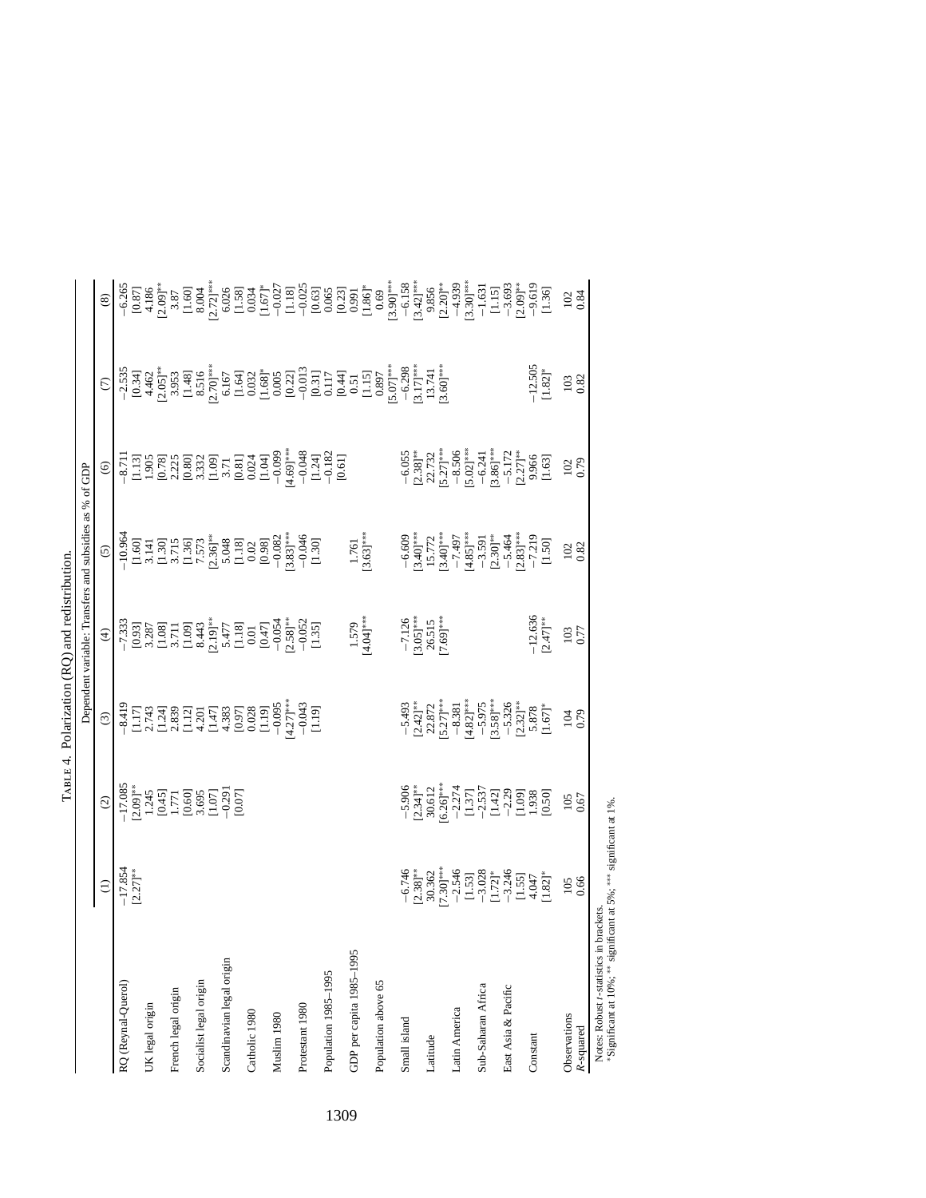TABLE 4. Polarization (RQ) and redistribution.

| | Dependent variable: Transfers and subsidies as % of GDP | | | | | | | |
|---|---|---|---|---|---|---|---|---|
| | (1) | (2) | (3) | (4) | (5) | (6) | (7) | (8) |
| RQ (Reynal-Querol) | −17.854 | −17.085 | −8.419 | −7.333 | −10.964 | −8.711 | −2.535 | −6.265 |
| | [2.27]** | [2.09]** | [1.17] | [0.93] | [1.60] | [1.13] | [0.34] | [0.87] |
| UK legal origin | | 1.245 | 2.743 | 3.287 | 3.141 | 1.905 | 4.462 | 4.186 |
| | | [0.45] | [1.24] | [1.08] | [1.30] | [0.78] | [2.05]** | [2.09]** |
| French legal origin | | 1.771 | 2.839 | 3.711 | 3.715 | 2.225 | 3.953 | 3.87 |
| | | [0.60] | [1.12] | [1.09] | [1.36] | [0.80] | [1.48] | [1.60] |
| Socialist legal origin | | 3.695 | 4.201 | 8.443 | 7.573 | 3.332 | 8.516 | 8.004 |
| | | [1.07] | [1.47] | [2.19]** | [2.36]** | [1.09] | [2.70]*** | [2.72]*** |
| Scandinavian legal origin | | −0.291 | 4.383 | 5.477 | 5.048 | 3.71 | 6.167 | 6.026 |
| | | [0.07] | [0.97] | [1.18] | [1.18] | [0.81] | [1.64] | [1.58] |
| Catholic 1980 | | | 0.028 | 0.01 | 0.02 | 0.024 | 0.032 | 0.034 |
| | | | [1.19] | [0.47] | [0.98] | [1.04] | [1.68]* | [1.67]* |
| Muslim 1980 | | | −0.095 | −0.054 | −0.082 | −0.099 | 0.005 | −0.027 |
| | | | [4.27]*** | [2.58]** | [3.83]*** | [4.69]*** | [0.22] | [1.18] |
| Protestant 1980 | | | −0.043 | −0.052 | −0.046 | −0.048 | −0.013 | −0.025 |
| | | | [1.19] | [1.35] | [1.30] | [1.24] | [0.31] | [0.63] |
| Population 1985–1995 | | | | | | −0.182 | 0.117 | 0.065 |
| | | | | | | [0.61] | [0.44] | [0.23] |
| GDP per capita 1985–1995 | | | | 1.579 | 1.761 | | 0.51 | 0.991 |
| | | | | [4.04]*** | [3.63]*** | | [1.15] | [1.86]* |
| Population above 65 | | | | | | | 0.897 | 0.69 |
| | | | | | | | [5.07]*** | [3.90]*** |
| Small island | −6.746 | −5.906 | −5.493 | −7.126 | −6.609 | −6.055 | −6.298 | −6.158 |
| | [2.38]** | [2.34]** | [2.42]** | [3.05]*** | [3.40]*** | [2.38]** | [3.17]*** | [3.42]*** |
| Latitude | 30.362 | 30.612 | 22.872 | 26.515 | 15.772 | 22.732 | 13.741 | 9.856 |
| | [7.30]*** | [6.26]*** | [5.27]*** | [7.69]*** | [3.40]*** | [5.27]*** | [3.60]*** | [2.20]** |
| Latin America | −2.546 | −2.274 | −8.381 | | −7.497 | −8.506 | | −4.939 |
| | [1.53] | [1.37] | [4.82]*** | | [4.85]*** | [5.02]*** | | [3.30]*** |
| Sub-Saharan Africa | −3.028 | −2.537 | −5.975 | | −3.591 | −6.241 | | −1.631 |
| | [1.72]* | [1.42] | [3.58]*** | | [2.30]** | [3.86]*** | | [1.15] |
| East Asia & Pacific | −3.246 | −2.29 | −5.326 | | −5.464 | −5.172 | | −3.693 |
| | [1.55] | [1.09] | [2.32]** | | [2.83]*** | [2.27]** | | [2.09]** |
| Constant | 4.047 | 1.938 | 5.878 | −12.636 | −7.219 | 9.966 | −12.505 | −9.619 |
| | [1.82]* | [0.50] | [1.67]* | [2.47]** | [1.50] | [1.63] | [1.82]* | [1.36] |
| Observations | 105 | 105 | 104 | 103 | 102 | 102 | 103 | 102 |
| $R$-squared | 0.66 | 0.67 | 0.79 | 0.77 | 0.82 | 0.79 | 0.82 | 0.84 |

Notes: Robust $t$-statistics in brackets.
*Significant at 10%; ** significant at 5%; *** significant at 1%.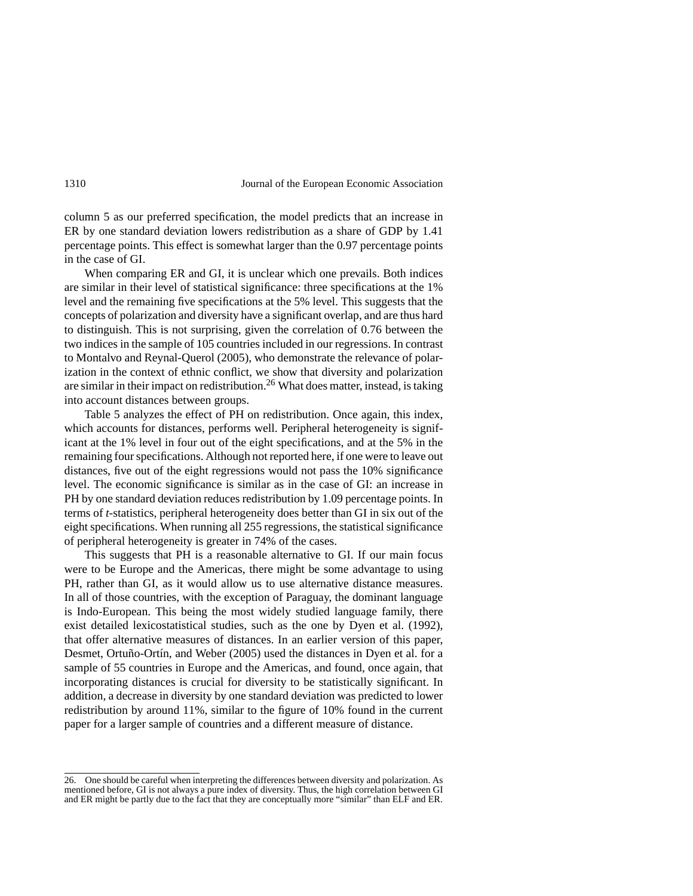column 5 as our preferred specification, the model predicts that an increase in ER by one standard deviation lowers redistribution as a share of GDP by 1.41 percentage points. This effect is somewhat larger than the 0.97 percentage points in the case of GI.

When comparing ER and GI, it is unclear which one prevails. Both indices are similar in their level of statistical significance: three specifications at the 1% level and the remaining five specifications at the 5% level. This suggests that the concepts of polarization and diversity have a significant overlap, and are thus hard to distinguish. This is not surprising, given the correlation of 0.76 between the two indices in the sample of 105 countries included in our regressions. In contrast to Montalvo and Reynal-Querol (2005), who demonstrate the relevance of polarization in the context of ethnic conflict, we show that diversity and polarization are similar in their impact on redistribution.[26] What does matter, instead, is taking into account distances between groups.

Table 5 analyzes the effect of PH on redistribution. Once again, this index, which accounts for distances, performs well. Peripheral heterogeneity is significant at the 1% level in four out of the eight specifications, and at the 5% in the remaining four specifications. Although not reported here, if one were to leave out distances, five out of the eight regressions would not pass the 10% significance level. The economic significance is similar as in the case of GI: an increase in PH by one standard deviation reduces redistribution by 1.09 percentage points. In terms of *t*-statistics, peripheral heterogeneity does better than GI in six out of the eight specifications. When running all 255 regressions, the statistical significance of peripheral heterogeneity is greater in 74% of the cases.

This suggests that PH is a reasonable alternative to GI. If our main focus were to be Europe and the Americas, there might be some advantage to using PH, rather than GI, as it would allow us to use alternative distance measures. In all of those countries, with the exception of Paraguay, the dominant language is Indo-European. This being the most widely studied language family, there exist detailed lexicostatistical studies, such as the one by Dyen et al. (1992), that offer alternative measures of distances. In an earlier version of this paper, Desmet, Ortuño-Ortín, and Weber (2005) used the distances in Dyen et al. for a sample of 55 countries in Europe and the Americas, and found, once again, that incorporating distances is crucial for diversity to be statistically significant. In addition, a decrease in diversity by one standard deviation was predicted to lower redistribution by around 11%, similar to the figure of 10% found in the current paper for a larger sample of countries and a different measure of distance.

26. One should be careful when interpreting the differences between diversity and polarization. As mentioned before, GI is not always a pure index of diversity. Thus, the high correlation between GI and ER might be partly due to the fact that they are conceptually more "similar" than ELF and ER.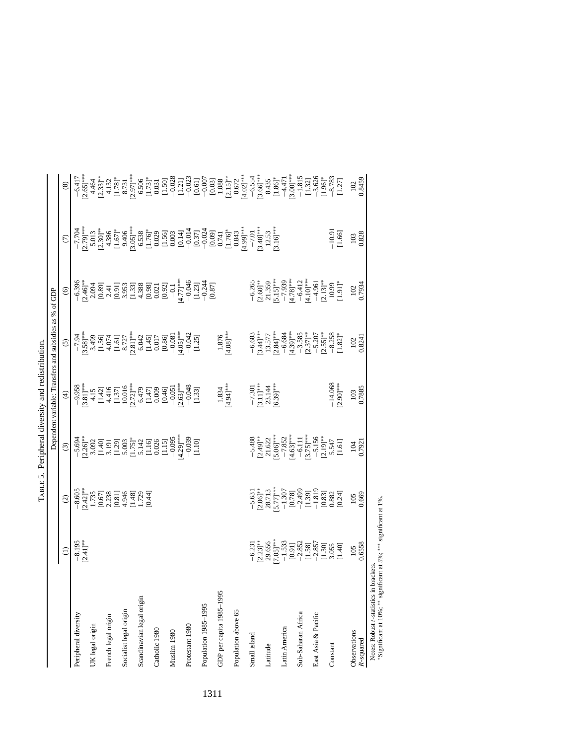TABLE 5. Peripheral diversity and redistribution.

| | Dependent variable: Transfers and subsidies as % of GDP | | | | | | | |
|---|---|---|---|---|---|---|---|---|
| | (1) | (2) | (3) | (4) | (5) | (6) | (7) | (8) |
| Peripheral diversity | −8.195 | −8.605 | −5.694 | −9.958 | −7.94 | −6.396 | −7.704 | −6.417 |
| | [2.41]** | [2.42]** | [2.26]** | [3.81]*** | [3.58]*** | [2.46]** | [2.79]*** | [2.65]*** |
| UK legal origin | | 1.735 | 3.092 | 4.15 | 3.499 | 2.094 | 5.013 | 4.464 |
| | | [0.67] | [1.40] | [1.42] | [1.56] | [0.89] | [2.30]** | [2.33]** |
| French legal origin | | 2.238 | 3.191 | 4.416 | 4.074 | 2.41 | 4.386 | 4.132 |
| | | [0.81] | [1.29] | [1.37] | [1.61] | [0.91] | [1.67]* | [1.78]* |
| Socialist legal origin | | 4.946 | 5.003 | 10.016 | 8.727 | 3.953 | 9.406 | 8.731 |
| | | [1.48] | [1.75]* | [2.72]*** | [2.81]*** | [1.33] | [3.05]*** | [2.97]*** |
| Scandinavian legal origin | | 1.729 | 5.142 | 6.479 | 6.042 | 4.388 | 6.538 | 6.506 |
| | | [0.44] | [1.16] | [1.47] | [1.45] | [0.98] | [1.76]* | [1.73]* |
| Catholic 1980 | | | 0.026 | 0.009 | 0.017 | 0.021 | 0.029 | 0.031 |
| | | | [1.15] | [0.46] | [0.86] | [0.92] | [1.56] | [1.50] |
| Muslim 1980 | | | −0.095 | −0.051 | −0.081 | −0.1 | 0.003 | −0.028 |
| | | | [4.29]*** | [2.63]*** | [4.05]*** | [4.77]*** | [0.14] | [1.21] |
| Protestant 1980 | | | −0.039 | −0.048 | −0.042 | −0.046 | −0.014 | −0.023 |
| | | | [1.10] | [1.33] | [1.25] | [1.23] | [0.37] | [0.61] |
| Population 1985–1995 | | | | | | −0.244 | −0.024 | −0.007 |
| | | | | | | [0.87] | [0.09] | [0.03] |
| GDP per capita 1985–1995 | | | | 1.834 | 1.876 | | 0.741 | 1.088 |
| | | | | [4.94]*** | [4.08]*** | | [1.76]* | [2.15]** |
| Population above 65 | | | | | | | 0.843 | 0.672 |
| | | | | | | | [4.99]*** | [4.02]*** |
| Small island | −6.231 | −5.631 | −5.488 | −7.301 | −6.683 | −6.265 | −7.01 | −6.554 |
| | [2.23]** | [2.06]** | [2.49]** | [3.11]*** | [3.44]*** | [2.60]** | [3.48]*** | [3.66]*** |
| Latitude | 29.656 | 28.713 | 21.622 | 23.144 | 13.577 | 21.359 | 12.53 | 8.435 |
| | [7.05]*** | [5.77]*** | [5.06]*** | [6.39]*** | [2.84]*** | [5.15]*** | [3.16]*** | [1.86]* |
| Latin America | −1.533 | −1.307 | −7.852 | | −6.684 | −7.939 | | −4.471 |
| | [0.91] | [0.78] | [4.63]*** | | [4.39]*** | [4.78]*** | | [3.00]*** |
| Sub-Saharan Africa | −2.852 | −2.499 | −6.111 | | −3.585 | −6.412 | | −1.815 |
| | [1.58] | [1.39] | [3.75]*** | | [2.37]** | [4.10]*** | | [1.32] |
| East Asia & Pacific | −2.857 | −1.819 | −5.156 | | −5.207 | −4.961 | | −3.626 |
| | [1.30] | [0.83] | [2.19]** | | [2.55]** | [2.13]** | | [1.96]* |
| Constant | 3.055 | 0.882 | 5.547 | −14.068 | −8.258 | 10.99 | −10.91 | −8.783 |
| | [1.40] | [0.24] | [1.61] | [2.90]*** | [1.82]* | [1.91]* | [1.66] | [1.27] |
| Observations | 105 | 105 | 104 | 103 | 102 | 102 | 103 | 102 |
| $R$-squared | 0.6558 | 0.669 | 0.7921 | 0.7885 | 0.8241 | 0.7934 | 0.828 | 0.8459 |

Notes: Robust $t$-statistics in brackets.
*Significant at 10%; ** significant at 5%; *** significant at 1%.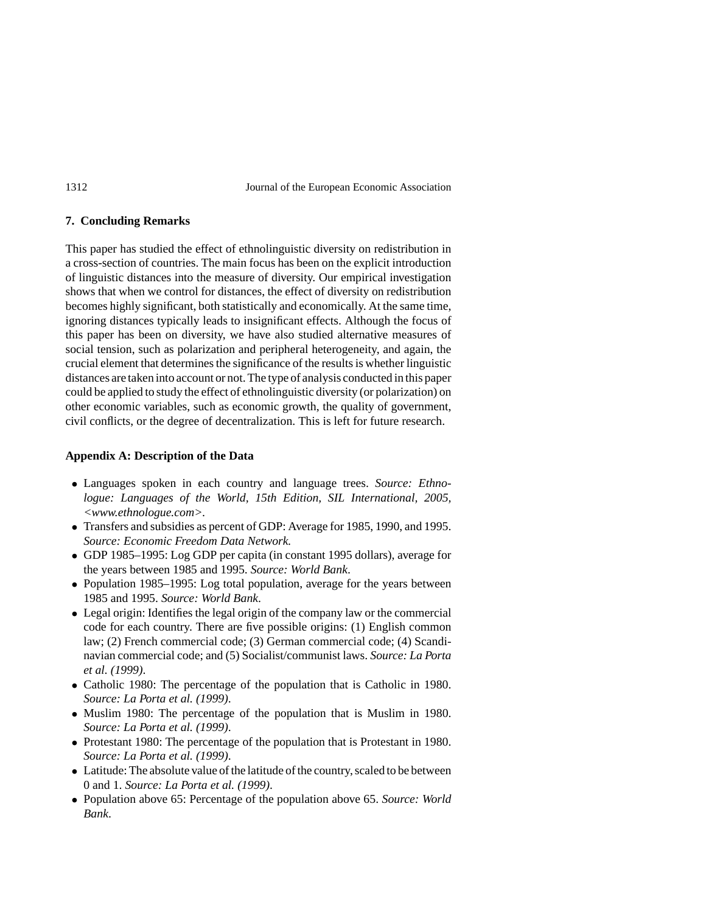## 7. Concluding Remarks

This paper has studied the effect of ethnolinguistic diversity on redistribution in a cross-section of countries. The main focus has been on the explicit introduction of linguistic distances into the measure of diversity. Our empirical investigation shows that when we control for distances, the effect of diversity on redistribution becomes highly significant, both statistically and economically. At the same time, ignoring distances typically leads to insignificant effects. Although the focus of this paper has been on diversity, we have also studied alternative measures of social tension, such as polarization and peripheral heterogeneity, and again, the crucial element that determines the significance of the results is whether linguistic distances are taken into account or not. The type of analysis conducted in this paper could be applied to study the effect of ethnolinguistic diversity (or polarization) on other economic variables, such as economic growth, the quality of government, civil conflicts, or the degree of decentralization. This is left for future research.

## Appendix A: Description of the Data

- Languages spoken in each country and language trees. *Source: Ethnologue: Languages of the World, 15th Edition, SIL International, 2005, <www.ethnologue.com>*.
- Transfers and subsidies as percent of GDP: Average for 1985, 1990, and 1995. *Source: Economic Freedom Data Network.*
- GDP 1985–1995: Log GDP per capita (in constant 1995 dollars), average for the years between 1985 and 1995. *Source: World Bank*.
- Population 1985–1995: Log total population, average for the years between 1985 and 1995. *Source: World Bank*.
- Legal origin: Identifies the legal origin of the company law or the commercial code for each country. There are five possible origins: (1) English common law; (2) French commercial code; (3) German commercial code; (4) Scandinavian commercial code; and (5) Socialist/communist laws. *Source: La Porta et al. (1999)*.
- Catholic 1980: The percentage of the population that is Catholic in 1980. *Source: La Porta et al. (1999)*.
- Muslim 1980: The percentage of the population that is Muslim in 1980. *Source: La Porta et al. (1999)*.
- Protestant 1980: The percentage of the population that is Protestant in 1980. *Source: La Porta et al. (1999)*.
- Latitude: The absolute value of the latitude of the country, scaled to be between 0 and 1. *Source: La Porta et al. (1999)*.
- Population above 65: Percentage of the population above 65. *Source: World Bank*.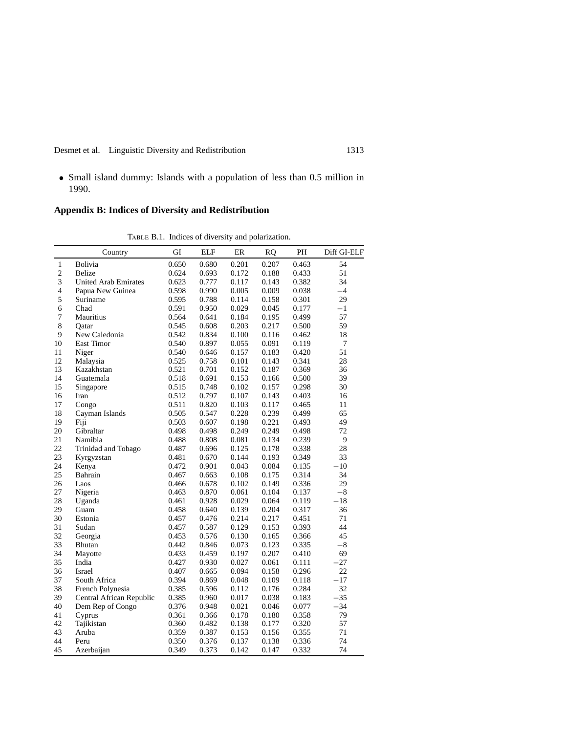- Small island dummy: Islands with a population of less than 0.5 million in 1990.

## Appendix B: Indices of Diversity and Redistribution

Table B.1. Indices of diversity and polarization.

| | Country | GI | ELF | ER | RQ | PH | Diff GI-ELF |
|---|---|---|---|---|---|---|---|
| 1 | Bolivia | 0.650 | 0.680 | 0.201 | 0.207 | 0.463 | 54 |
| 2 | Belize | 0.624 | 0.693 | 0.172 | 0.188 | 0.433 | 51 |
| 3 | United Arab Emirates | 0.623 | 0.777 | 0.117 | 0.143 | 0.382 | 34 |
| 4 | Papua New Guinea | 0.598 | 0.990 | 0.005 | 0.009 | 0.038 | −4 |
| 5 | Suriname | 0.595 | 0.788 | 0.114 | 0.158 | 0.301 | 29 |
| 6 | Chad | 0.591 | 0.950 | 0.029 | 0.045 | 0.177 | −1 |
| 7 | Mauritius | 0.564 | 0.641 | 0.184 | 0.195 | 0.499 | 57 |
| 8 | Qatar | 0.545 | 0.608 | 0.203 | 0.217 | 0.500 | 59 |
| 9 | New Caledonia | 0.542 | 0.834 | 0.100 | 0.116 | 0.462 | 18 |
| 10 | East Timor | 0.540 | 0.897 | 0.055 | 0.091 | 0.119 | 7 |
| 11 | Niger | 0.540 | 0.646 | 0.157 | 0.183 | 0.420 | 51 |
| 12 | Malaysia | 0.525 | 0.758 | 0.101 | 0.143 | 0.341 | 28 |
| 13 | Kazakhstan | 0.521 | 0.701 | 0.152 | 0.187 | 0.369 | 36 |
| 14 | Guatemala | 0.518 | 0.691 | 0.153 | 0.166 | 0.500 | 39 |
| 15 | Singapore | 0.515 | 0.748 | 0.102 | 0.157 | 0.298 | 30 |
| 16 | Iran | 0.512 | 0.797 | 0.107 | 0.143 | 0.403 | 16 |
| 17 | Congo | 0.511 | 0.820 | 0.103 | 0.117 | 0.465 | 11 |
| 18 | Cayman Islands | 0.505 | 0.547 | 0.228 | 0.239 | 0.499 | 65 |
| 19 | Fiji | 0.503 | 0.607 | 0.198 | 0.221 | 0.493 | 49 |
| 20 | Gibraltar | 0.498 | 0.498 | 0.249 | 0.249 | 0.498 | 72 |
| 21 | Namibia | 0.488 | 0.808 | 0.081 | 0.134 | 0.239 | 9 |
| 22 | Trinidad and Tobago | 0.487 | 0.696 | 0.125 | 0.178 | 0.338 | 28 |
| 23 | Kyrgyzstan | 0.481 | 0.670 | 0.144 | 0.193 | 0.349 | 33 |
| 24 | Kenya | 0.472 | 0.901 | 0.043 | 0.084 | 0.135 | −10 |
| 25 | Bahrain | 0.467 | 0.663 | 0.108 | 0.175 | 0.314 | 34 |
| 26 | Laos | 0.466 | 0.678 | 0.102 | 0.149 | 0.336 | 29 |
| 27 | Nigeria | 0.463 | 0.870 | 0.061 | 0.104 | 0.137 | −8 |
| 28 | Uganda | 0.461 | 0.928 | 0.029 | 0.064 | 0.119 | −18 |
| 29 | Guam | 0.458 | 0.640 | 0.139 | 0.204 | 0.317 | 36 |
| 30 | Estonia | 0.457 | 0.476 | 0.214 | 0.217 | 0.451 | 71 |
| 31 | Sudan | 0.457 | 0.587 | 0.129 | 0.153 | 0.393 | 44 |
| 32 | Georgia | 0.453 | 0.576 | 0.130 | 0.165 | 0.366 | 45 |
| 33 | Bhutan | 0.442 | 0.846 | 0.073 | 0.123 | 0.335 | −8 |
| 34 | Mayotte | 0.433 | 0.459 | 0.197 | 0.207 | 0.410 | 69 |
| 35 | India | 0.427 | 0.930 | 0.027 | 0.061 | 0.111 | −27 |
| 36 | Israel | 0.407 | 0.665 | 0.094 | 0.158 | 0.296 | 22 |
| 37 | South Africa | 0.394 | 0.869 | 0.048 | 0.109 | 0.118 | −17 |
| 38 | French Polynesia | 0.385 | 0.596 | 0.112 | 0.176 | 0.284 | 32 |
| 39 | Central African Republic | 0.385 | 0.960 | 0.017 | 0.038 | 0.183 | −35 |
| 40 | Dem Rep of Congo | 0.376 | 0.948 | 0.021 | 0.046 | 0.077 | −34 |
| 41 | Cyprus | 0.361 | 0.366 | 0.178 | 0.180 | 0.358 | 79 |
| 42 | Tajikistan | 0.360 | 0.482 | 0.138 | 0.177 | 0.320 | 57 |
| 43 | Aruba | 0.359 | 0.387 | 0.153 | 0.156 | 0.355 | 71 |
| 44 | Peru | 0.350 | 0.376 | 0.137 | 0.138 | 0.336 | 74 |
| 45 | Azerbaijan | 0.349 | 0.373 | 0.142 | 0.147 | 0.332 | 74 |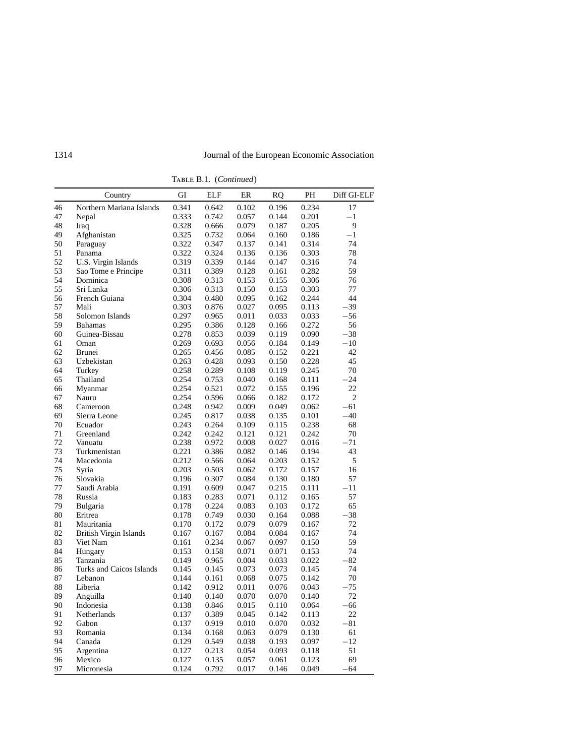Table B.1. (*Continued*)

| | Country | GI | ELF | ER | RQ | PH | Diff GI-ELF |
|---|---|---|---|---|---|---|---|
| 46 | Northern Mariana Islands | 0.341 | 0.642 | 0.102 | 0.196 | 0.234 | 17 |
| 47 | Nepal | 0.333 | 0.742 | 0.057 | 0.144 | 0.201 | −1 |
| 48 | Iraq | 0.328 | 0.666 | 0.079 | 0.187 | 0.205 | 9 |
| 49 | Afghanistan | 0.325 | 0.732 | 0.064 | 0.160 | 0.186 | −1 |
| 50 | Paraguay | 0.322 | 0.347 | 0.137 | 0.141 | 0.314 | 74 |
| 51 | Panama | 0.322 | 0.324 | 0.136 | 0.136 | 0.303 | 78 |
| 52 | U.S. Virgin Islands | 0.319 | 0.339 | 0.144 | 0.147 | 0.316 | 74 |
| 53 | Sao Tome e Principe | 0.311 | 0.389 | 0.128 | 0.161 | 0.282 | 59 |
| 54 | Dominica | 0.308 | 0.313 | 0.153 | 0.155 | 0.306 | 76 |
| 55 | Sri Lanka | 0.306 | 0.313 | 0.150 | 0.153 | 0.303 | 77 |
| 56 | French Guiana | 0.304 | 0.480 | 0.095 | 0.162 | 0.244 | 44 |
| 57 | Mali | 0.303 | 0.876 | 0.027 | 0.095 | 0.113 | −39 |
| 58 | Solomon Islands | 0.297 | 0.965 | 0.011 | 0.033 | 0.033 | −56 |
| 59 | Bahamas | 0.295 | 0.386 | 0.128 | 0.166 | 0.272 | 56 |
| 60 | Guinea-Bissau | 0.278 | 0.853 | 0.039 | 0.119 | 0.090 | −38 |
| 61 | Oman | 0.269 | 0.693 | 0.056 | 0.184 | 0.149 | −10 |
| 62 | Brunei | 0.265 | 0.456 | 0.085 | 0.152 | 0.221 | 42 |
| 63 | Uzbekistan | 0.263 | 0.428 | 0.093 | 0.150 | 0.228 | 45 |
| 64 | Turkey | 0.258 | 0.289 | 0.108 | 0.119 | 0.245 | 70 |
| 65 | Thailand | 0.254 | 0.753 | 0.040 | 0.168 | 0.111 | −24 |
| 66 | Myanmar | 0.254 | 0.521 | 0.072 | 0.155 | 0.196 | 22 |
| 67 | Nauru | 0.254 | 0.596 | 0.066 | 0.182 | 0.172 | 2 |
| 68 | Cameroon | 0.248 | 0.942 | 0.009 | 0.049 | 0.062 | −61 |
| 69 | Sierra Leone | 0.245 | 0.817 | 0.038 | 0.135 | 0.101 | −40 |
| 70 | Ecuador | 0.243 | 0.264 | 0.109 | 0.115 | 0.238 | 68 |
| 71 | Greenland | 0.242 | 0.242 | 0.121 | 0.121 | 0.242 | 70 |
| 72 | Vanuatu | 0.238 | 0.972 | 0.008 | 0.027 | 0.016 | −71 |
| 73 | Turkmenistan | 0.221 | 0.386 | 0.082 | 0.146 | 0.194 | 43 |
| 74 | Macedonia | 0.212 | 0.566 | 0.064 | 0.203 | 0.152 | 5 |
| 75 | Syria | 0.203 | 0.503 | 0.062 | 0.172 | 0.157 | 16 |
| 76 | Slovakia | 0.196 | 0.307 | 0.084 | 0.130 | 0.180 | 57 |
| 77 | Saudi Arabia | 0.191 | 0.609 | 0.047 | 0.215 | 0.111 | −11 |
| 78 | Russia | 0.183 | 0.283 | 0.071 | 0.112 | 0.165 | 57 |
| 79 | Bulgaria | 0.178 | 0.224 | 0.083 | 0.103 | 0.172 | 65 |
| 80 | Eritrea | 0.178 | 0.749 | 0.030 | 0.164 | 0.088 | −38 |
| 81 | Mauritania | 0.170 | 0.172 | 0.079 | 0.079 | 0.167 | 72 |
| 82 | British Virgin Islands | 0.167 | 0.167 | 0.084 | 0.084 | 0.167 | 74 |
| 83 | Viet Nam | 0.161 | 0.234 | 0.067 | 0.097 | 0.150 | 59 |
| 84 | Hungary | 0.153 | 0.158 | 0.071 | 0.071 | 0.153 | 74 |
| 85 | Tanzania | 0.149 | 0.965 | 0.004 | 0.033 | 0.022 | −82 |
| 86 | Turks and Caicos Islands | 0.145 | 0.145 | 0.073 | 0.073 | 0.145 | 74 |
| 87 | Lebanon | 0.144 | 0.161 | 0.068 | 0.075 | 0.142 | 70 |
| 88 | Liberia | 0.142 | 0.912 | 0.011 | 0.076 | 0.043 | −75 |
| 89 | Anguilla | 0.140 | 0.140 | 0.070 | 0.070 | 0.140 | 72 |
| 90 | Indonesia | 0.138 | 0.846 | 0.015 | 0.110 | 0.064 | −66 |
| 91 | Netherlands | 0.137 | 0.389 | 0.045 | 0.142 | 0.113 | 22 |
| 92 | Gabon | 0.137 | 0.919 | 0.010 | 0.070 | 0.032 | −81 |
| 93 | Romania | 0.134 | 0.168 | 0.063 | 0.079 | 0.130 | 61 |
| 94 | Canada | 0.129 | 0.549 | 0.038 | 0.193 | 0.097 | −12 |
| 95 | Argentina | 0.127 | 0.213 | 0.054 | 0.093 | 0.118 | 51 |
| 96 | Mexico | 0.127 | 0.135 | 0.057 | 0.061 | 0.123 | 69 |
| 97 | Micronesia | 0.124 | 0.792 | 0.017 | 0.146 | 0.049 | −64 |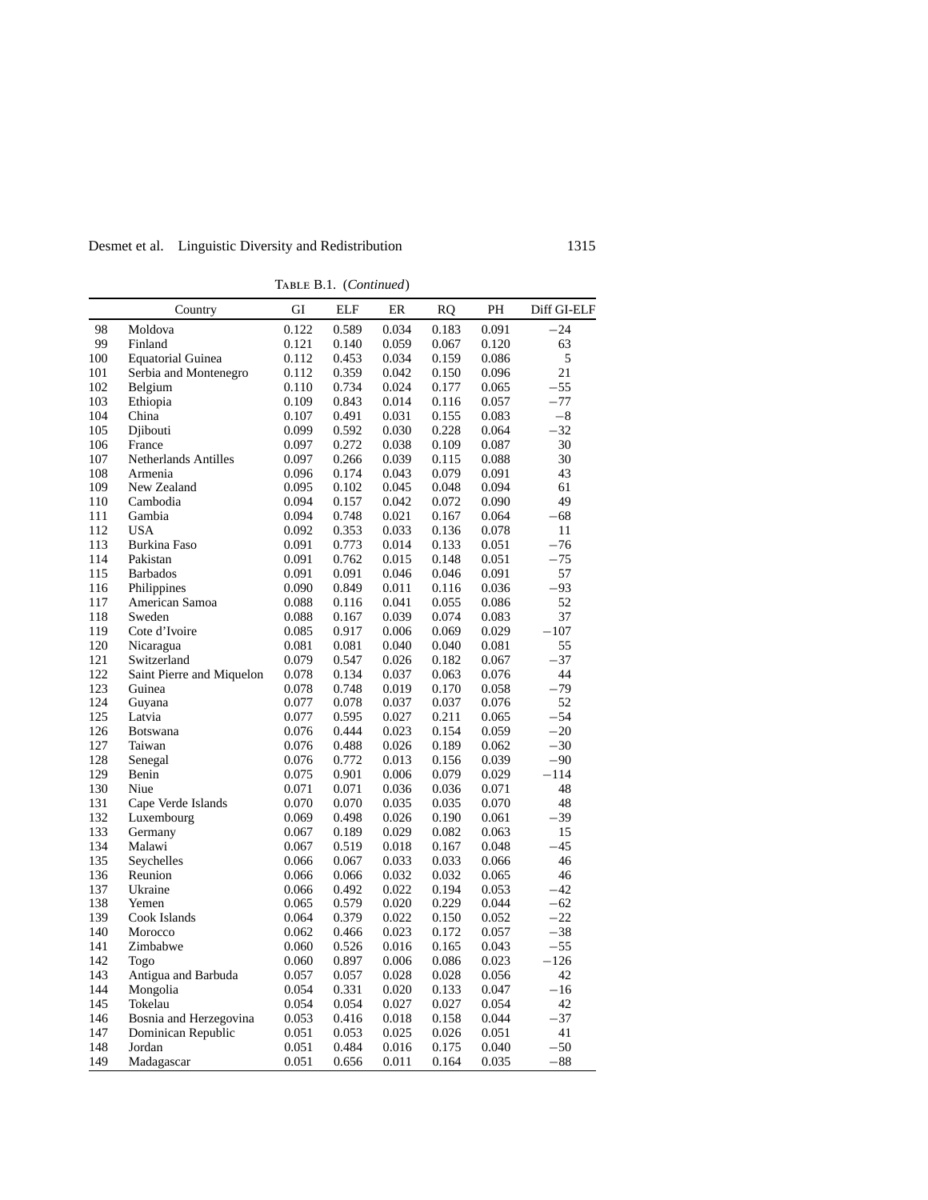TABLE B.1. (*Continued*)

| | Country | GI | ELF | ER | RQ | PH | Diff GI-ELF |
|---|---|---|---|---|---|---|---|
| 98 | Moldova | 0.122 | 0.589 | 0.034 | 0.183 | 0.091 | −24 |
| 99 | Finland | 0.121 | 0.140 | 0.059 | 0.067 | 0.120 | 63 |
| 100 | Equatorial Guinea | 0.112 | 0.453 | 0.034 | 0.159 | 0.086 | 5 |
| 101 | Serbia and Montenegro | 0.112 | 0.359 | 0.042 | 0.150 | 0.096 | 21 |
| 102 | Belgium | 0.110 | 0.734 | 0.024 | 0.177 | 0.065 | −55 |
| 103 | Ethiopia | 0.109 | 0.843 | 0.014 | 0.116 | 0.057 | −77 |
| 104 | China | 0.107 | 0.491 | 0.031 | 0.155 | 0.083 | −8 |
| 105 | Djibouti | 0.099 | 0.592 | 0.030 | 0.228 | 0.064 | −32 |
| 106 | France | 0.097 | 0.272 | 0.038 | 0.109 | 0.087 | 30 |
| 107 | Netherlands Antilles | 0.097 | 0.266 | 0.039 | 0.115 | 0.088 | 30 |
| 108 | Armenia | 0.096 | 0.174 | 0.043 | 0.079 | 0.091 | 43 |
| 109 | New Zealand | 0.095 | 0.102 | 0.045 | 0.048 | 0.094 | 61 |
| 110 | Cambodia | 0.094 | 0.157 | 0.042 | 0.072 | 0.090 | 49 |
| 111 | Gambia | 0.094 | 0.748 | 0.021 | 0.167 | 0.064 | −68 |
| 112 | USA | 0.092 | 0.353 | 0.033 | 0.136 | 0.078 | 11 |
| 113 | Burkina Faso | 0.091 | 0.773 | 0.014 | 0.133 | 0.051 | −76 |
| 114 | Pakistan | 0.091 | 0.762 | 0.015 | 0.148 | 0.051 | −75 |
| 115 | Barbados | 0.091 | 0.091 | 0.046 | 0.046 | 0.091 | 57 |
| 116 | Philippines | 0.090 | 0.849 | 0.011 | 0.116 | 0.036 | −93 |
| 117 | American Samoa | 0.088 | 0.116 | 0.041 | 0.055 | 0.086 | 52 |
| 118 | Sweden | 0.088 | 0.167 | 0.039 | 0.074 | 0.083 | 37 |
| 119 | Cote d'Ivoire | 0.085 | 0.917 | 0.006 | 0.069 | 0.029 | −107 |
| 120 | Nicaragua | 0.081 | 0.081 | 0.040 | 0.040 | 0.081 | 55 |
| 121 | Switzerland | 0.079 | 0.547 | 0.026 | 0.182 | 0.067 | −37 |
| 122 | Saint Pierre and Miquelon | 0.078 | 0.134 | 0.037 | 0.063 | 0.076 | 44 |
| 123 | Guinea | 0.078 | 0.748 | 0.019 | 0.170 | 0.058 | −79 |
| 124 | Guyana | 0.077 | 0.078 | 0.037 | 0.037 | 0.076 | 52 |
| 125 | Latvia | 0.077 | 0.595 | 0.027 | 0.211 | 0.065 | −54 |
| 126 | Botswana | 0.076 | 0.444 | 0.023 | 0.154 | 0.059 | −20 |
| 127 | Taiwan | 0.076 | 0.488 | 0.026 | 0.189 | 0.062 | −30 |
| 128 | Senegal | 0.076 | 0.772 | 0.013 | 0.156 | 0.039 | −90 |
| 129 | Benin | 0.075 | 0.901 | 0.006 | 0.079 | 0.029 | −114 |
| 130 | Niue | 0.071 | 0.071 | 0.036 | 0.036 | 0.071 | 48 |
| 131 | Cape Verde Islands | 0.070 | 0.070 | 0.035 | 0.035 | 0.070 | 48 |
| 132 | Luxembourg | 0.069 | 0.498 | 0.026 | 0.190 | 0.061 | −39 |
| 133 | Germany | 0.067 | 0.189 | 0.029 | 0.082 | 0.063 | 15 |
| 134 | Malawi | 0.067 | 0.519 | 0.018 | 0.167 | 0.048 | −45 |
| 135 | Seychelles | 0.066 | 0.067 | 0.033 | 0.033 | 0.066 | 46 |
| 136 | Reunion | 0.066 | 0.066 | 0.032 | 0.032 | 0.065 | 46 |
| 137 | Ukraine | 0.066 | 0.492 | 0.022 | 0.194 | 0.053 | −42 |
| 138 | Yemen | 0.065 | 0.579 | 0.020 | 0.229 | 0.044 | −62 |
| 139 | Cook Islands | 0.064 | 0.379 | 0.022 | 0.150 | 0.052 | −22 |
| 140 | Morocco | 0.062 | 0.466 | 0.023 | 0.172 | 0.057 | −38 |
| 141 | Zimbabwe | 0.060 | 0.526 | 0.016 | 0.165 | 0.043 | −55 |
| 142 | Togo | 0.060 | 0.897 | 0.006 | 0.086 | 0.023 | −126 |
| 143 | Antigua and Barbuda | 0.057 | 0.057 | 0.028 | 0.028 | 0.056 | 42 |
| 144 | Mongolia | 0.054 | 0.331 | 0.020 | 0.133 | 0.047 | −16 |
| 145 | Tokelau | 0.054 | 0.054 | 0.027 | 0.027 | 0.054 | 42 |
| 146 | Bosnia and Herzegovina | 0.053 | 0.416 | 0.018 | 0.158 | 0.044 | −37 |
| 147 | Dominican Republic | 0.051 | 0.053 | 0.025 | 0.026 | 0.051 | 41 |
| 148 | Jordan | 0.051 | 0.484 | 0.016 | 0.175 | 0.040 | −50 |
| 149 | Madagascar | 0.051 | 0.656 | 0.011 | 0.164 | 0.035 | −88 |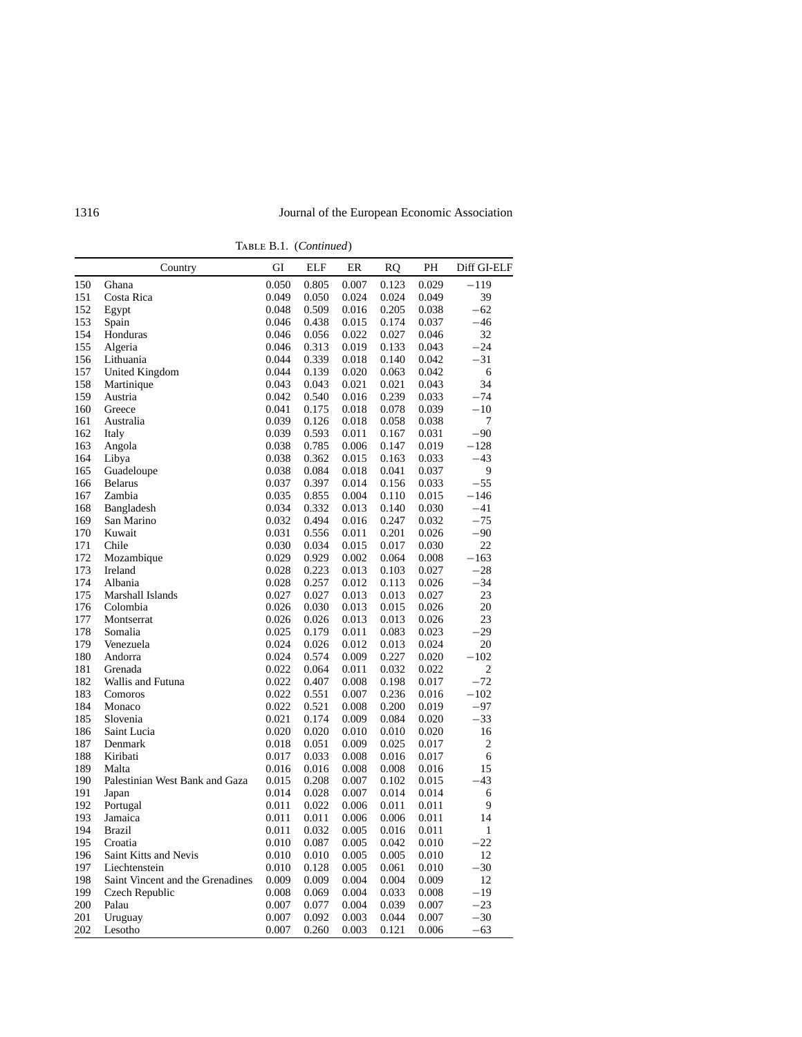TABLE B.1. (*Continued*)

| | Country | GI | ELF | ER | RQ | PH | Diff GI-ELF |
|---|---|---|---|---|---|---|---|
| 150 | Ghana | 0.050 | 0.805 | 0.007 | 0.123 | 0.029 | −119 |
| 151 | Costa Rica | 0.049 | 0.050 | 0.024 | 0.024 | 0.049 | 39 |
| 152 | Egypt | 0.048 | 0.509 | 0.016 | 0.205 | 0.038 | −62 |
| 153 | Spain | 0.046 | 0.438 | 0.015 | 0.174 | 0.037 | −46 |
| 154 | Honduras | 0.046 | 0.056 | 0.022 | 0.027 | 0.046 | 32 |
| 155 | Algeria | 0.046 | 0.313 | 0.019 | 0.133 | 0.043 | −24 |
| 156 | Lithuania | 0.044 | 0.339 | 0.018 | 0.140 | 0.042 | −31 |
| 157 | United Kingdom | 0.044 | 0.139 | 0.020 | 0.063 | 0.042 | 6 |
| 158 | Martinique | 0.043 | 0.043 | 0.021 | 0.021 | 0.043 | 34 |
| 159 | Austria | 0.042 | 0.540 | 0.016 | 0.239 | 0.033 | −74 |
| 160 | Greece | 0.041 | 0.175 | 0.018 | 0.078 | 0.039 | −10 |
| 161 | Australia | 0.039 | 0.126 | 0.018 | 0.058 | 0.038 | 7 |
| 162 | Italy | 0.039 | 0.593 | 0.011 | 0.167 | 0.031 | −90 |
| 163 | Angola | 0.038 | 0.785 | 0.006 | 0.147 | 0.019 | −128 |
| 164 | Libya | 0.038 | 0.362 | 0.015 | 0.163 | 0.033 | −43 |
| 165 | Guadeloupe | 0.038 | 0.084 | 0.018 | 0.041 | 0.037 | 9 |
| 166 | Belarus | 0.037 | 0.397 | 0.014 | 0.156 | 0.033 | −55 |
| 167 | Zambia | 0.035 | 0.855 | 0.004 | 0.110 | 0.015 | −146 |
| 168 | Bangladesh | 0.034 | 0.332 | 0.013 | 0.140 | 0.030 | −41 |
| 169 | San Marino | 0.032 | 0.494 | 0.016 | 0.247 | 0.032 | −75 |
| 170 | Kuwait | 0.031 | 0.556 | 0.011 | 0.201 | 0.026 | −90 |
| 171 | Chile | 0.030 | 0.034 | 0.015 | 0.017 | 0.030 | 22 |
| 172 | Mozambique | 0.029 | 0.929 | 0.002 | 0.064 | 0.008 | −163 |
| 173 | Ireland | 0.028 | 0.223 | 0.013 | 0.103 | 0.027 | −28 |
| 174 | Albania | 0.028 | 0.257 | 0.012 | 0.113 | 0.026 | −34 |
| 175 | Marshall Islands | 0.027 | 0.027 | 0.013 | 0.013 | 0.027 | 23 |
| 176 | Colombia | 0.026 | 0.030 | 0.013 | 0.015 | 0.026 | 20 |
| 177 | Montserrat | 0.026 | 0.026 | 0.013 | 0.013 | 0.026 | 23 |
| 178 | Somalia | 0.025 | 0.179 | 0.011 | 0.083 | 0.023 | −29 |
| 179 | Venezuela | 0.024 | 0.026 | 0.012 | 0.013 | 0.024 | 20 |
| 180 | Andorra | 0.024 | 0.574 | 0.009 | 0.227 | 0.020 | −102 |
| 181 | Grenada | 0.022 | 0.064 | 0.011 | 0.032 | 0.022 | 2 |
| 182 | Wallis and Futuna | 0.022 | 0.407 | 0.008 | 0.198 | 0.017 | −72 |
| 183 | Comoros | 0.022 | 0.551 | 0.007 | 0.236 | 0.016 | −102 |
| 184 | Monaco | 0.022 | 0.521 | 0.008 | 0.200 | 0.019 | −97 |
| 185 | Slovenia | 0.021 | 0.174 | 0.009 | 0.084 | 0.020 | −33 |
| 186 | Saint Lucia | 0.020 | 0.020 | 0.010 | 0.010 | 0.020 | 16 |
| 187 | Denmark | 0.018 | 0.051 | 0.009 | 0.025 | 0.017 | 2 |
| 188 | Kiribati | 0.017 | 0.033 | 0.008 | 0.016 | 0.017 | 6 |
| 189 | Malta | 0.016 | 0.016 | 0.008 | 0.008 | 0.016 | 15 |
| 190 | Palestinian West Bank and Gaza | 0.015 | 0.208 | 0.007 | 0.102 | 0.015 | −43 |
| 191 | Japan | 0.014 | 0.028 | 0.007 | 0.014 | 0.014 | 6 |
| 192 | Portugal | 0.011 | 0.022 | 0.006 | 0.011 | 0.011 | 9 |
| 193 | Jamaica | 0.011 | 0.011 | 0.006 | 0.006 | 0.011 | 14 |
| 194 | Brazil | 0.011 | 0.032 | 0.005 | 0.016 | 0.011 | 1 |
| 195 | Croatia | 0.010 | 0.087 | 0.005 | 0.042 | 0.010 | −22 |
| 196 | Saint Kitts and Nevis | 0.010 | 0.010 | 0.005 | 0.005 | 0.010 | 12 |
| 197 | Liechtenstein | 0.010 | 0.128 | 0.005 | 0.061 | 0.010 | −30 |
| 198 | Saint Vincent and the Grenadines | 0.009 | 0.009 | 0.004 | 0.004 | 0.009 | 12 |
| 199 | Czech Republic | 0.008 | 0.069 | 0.004 | 0.033 | 0.008 | −19 |
| 200 | Palau | 0.007 | 0.077 | 0.004 | 0.039 | 0.007 | −23 |
| 201 | Uruguay | 0.007 | 0.092 | 0.003 | 0.044 | 0.007 | −30 |
| 202 | Lesotho | 0.007 | 0.260 | 0.003 | 0.121 | 0.006 | −63 |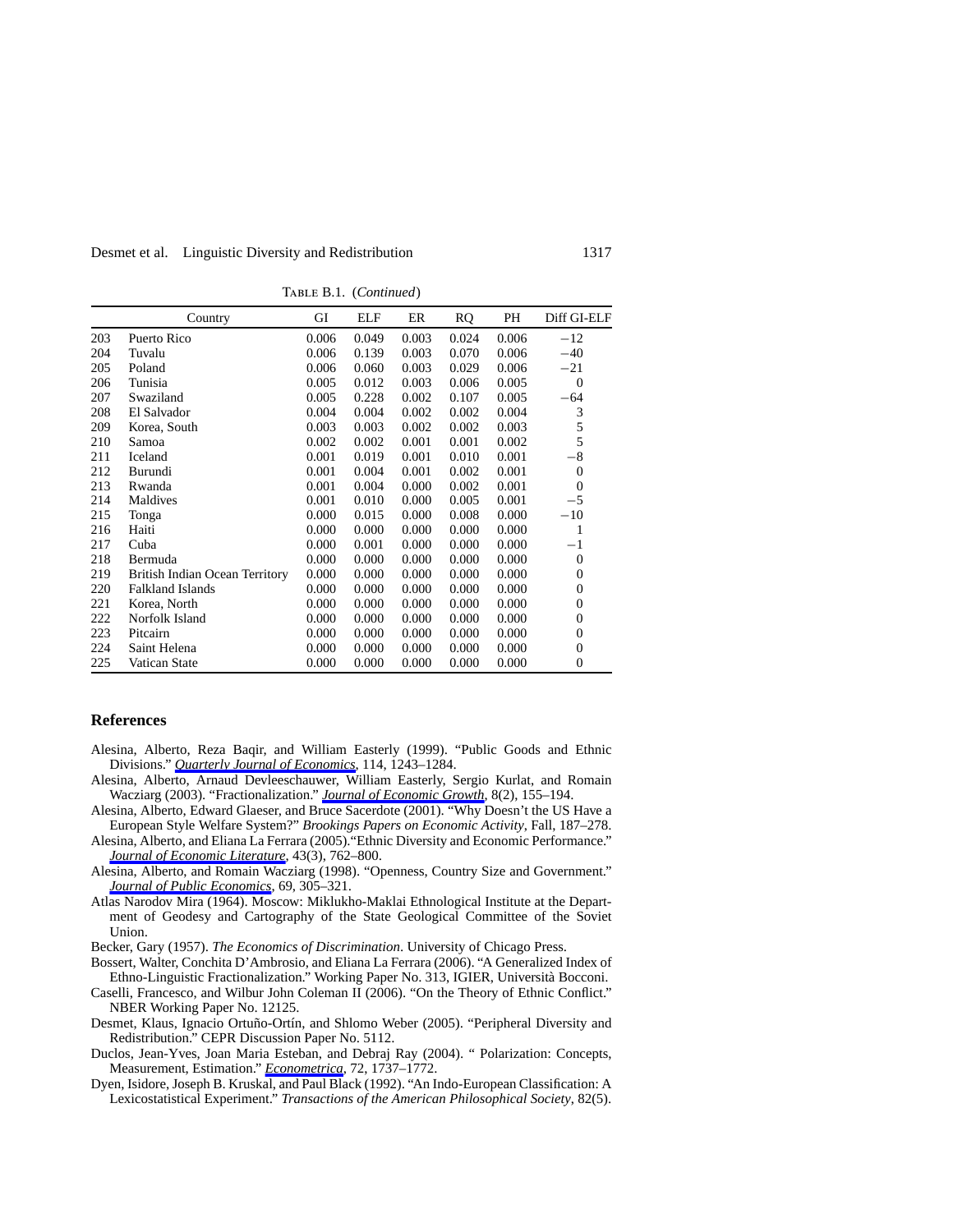TABLE B.1. (*Continued*)

| | Country | GI | ELF | ER | RQ | PH | Diff GI-ELF |
|---|---|---|---|---|---|---|---|
| 203 | Puerto Rico | 0.006 | 0.049 | 0.003 | 0.024 | 0.006 | −12 |
| 204 | Tuvalu | 0.006 | 0.139 | 0.003 | 0.070 | 0.006 | −40 |
| 205 | Poland | 0.006 | 0.060 | 0.003 | 0.029 | 0.006 | −21 |
| 206 | Tunisia | 0.005 | 0.012 | 0.003 | 0.006 | 0.005 | 0 |
| 207 | Swaziland | 0.005 | 0.228 | 0.002 | 0.107 | 0.005 | −64 |
| 208 | El Salvador | 0.004 | 0.004 | 0.002 | 0.002 | 0.004 | 3 |
| 209 | Korea, South | 0.003 | 0.003 | 0.002 | 0.002 | 0.003 | 5 |
| 210 | Samoa | 0.002 | 0.002 | 0.001 | 0.001 | 0.002 | 5 |
| 211 | Iceland | 0.001 | 0.019 | 0.001 | 0.010 | 0.001 | −8 |
| 212 | Burundi | 0.001 | 0.004 | 0.001 | 0.002 | 0.001 | 0 |
| 213 | Rwanda | 0.001 | 0.004 | 0.000 | 0.002 | 0.001 | 0 |
| 214 | Maldives | 0.001 | 0.010 | 0.000 | 0.005 | 0.001 | −5 |
| 215 | Tonga | 0.000 | 0.015 | 0.000 | 0.008 | 0.000 | −10 |
| 216 | Haiti | 0.000 | 0.000 | 0.000 | 0.000 | 0.000 | 1 |
| 217 | Cuba | 0.000 | 0.001 | 0.000 | 0.000 | 0.000 | −1 |
| 218 | Bermuda | 0.000 | 0.000 | 0.000 | 0.000 | 0.000 | 0 |
| 219 | British Indian Ocean Territory | 0.000 | 0.000 | 0.000 | 0.000 | 0.000 | 0 |
| 220 | Falkland Islands | 0.000 | 0.000 | 0.000 | 0.000 | 0.000 | 0 |
| 221 | Korea, North | 0.000 | 0.000 | 0.000 | 0.000 | 0.000 | 0 |
| 222 | Norfolk Island | 0.000 | 0.000 | 0.000 | 0.000 | 0.000 | 0 |
| 223 | Pitcairn | 0.000 | 0.000 | 0.000 | 0.000 | 0.000 | 0 |
| 224 | Saint Helena | 0.000 | 0.000 | 0.000 | 0.000 | 0.000 | 0 |
| 225 | Vatican State | 0.000 | 0.000 | 0.000 | 0.000 | 0.000 | 0 |

## References

Alesina, Alberto, Reza Baqir, and William Easterly (1999). "Public Goods and Ethnic Divisions." *Quarterly Journal of Economics*, 114, 1243–1284.

Alesina, Alberto, Arnaud Devleeschauwer, William Easterly, Sergio Kurlat, and Romain Wacziarg (2003). "Fractionalization." *Journal of Economic Growth*, 8(2), 155–194.

Alesina, Alberto, Edward Glaeser, and Bruce Sacerdote (2001). "Why Doesn't the US Have a European Style Welfare System?" *Brookings Papers on Economic Activity*, Fall, 187–278.

Alesina, Alberto, and Eliana La Ferrara (2005)."Ethnic Diversity and Economic Performance." *Journal of Economic Literature*, 43(3), 762–800.

Alesina, Alberto, and Romain Wacziarg (1998). "Openness, Country Size and Government." *Journal of Public Economics*, 69, 305–321.

Atlas Narodov Mira (1964). Moscow: Miklukho-Maklai Ethnological Institute at the Department of Geodesy and Cartography of the State Geological Committee of the Soviet Union.

Becker, Gary (1957). *The Economics of Discrimination*. University of Chicago Press.

Bossert, Walter, Conchita D'Ambrosio, and Eliana La Ferrara (2006). "A Generalized Index of Ethno-Linguistic Fractionalization." Working Paper No. 313, IGIER, Università Bocconi.

Caselli, Francesco, and Wilbur John Coleman II (2006). "On the Theory of Ethnic Conflict." NBER Working Paper No. 12125.

Desmet, Klaus, Ignacio Ortuño-Ortín, and Shlomo Weber (2005). "Peripheral Diversity and Redistribution." CEPR Discussion Paper No. 5112.

Duclos, Jean-Yves, Joan Maria Esteban, and Debraj Ray (2004). " Polarization: Concepts, Measurement, Estimation." *Econometrica*, 72, 1737–1772.

Dyen, Isidore, Joseph B. Kruskal, and Paul Black (1992). "An Indo-European Classification: A Lexicostatistical Experiment." *Transactions of the American Philosophical Society*, 82(5).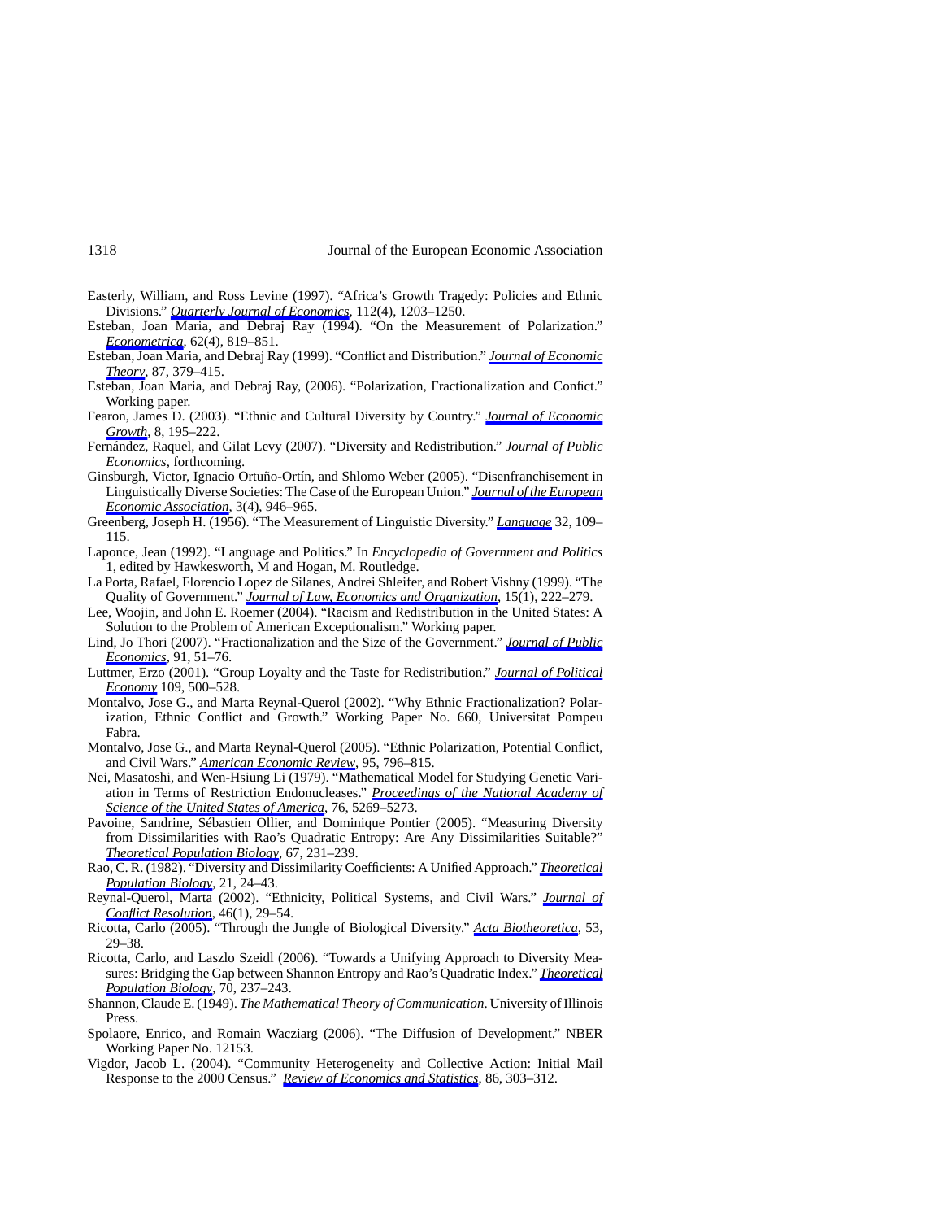Easterly, William, and Ross Levine (1997). "Africa's Growth Tragedy: Policies and Ethnic Divisions." *Quarterly Journal of Economics*, 112(4), 1203–1250.

Esteban, Joan Maria, and Debraj Ray (1994). "On the Measurement of Polarization." *Econometrica*, 62(4), 819–851.

Esteban, Joan Maria, and Debraj Ray (1999). "Conflict and Distribution." *Journal of Economic Theory*, 87, 379–415.

Esteban, Joan Maria, and Debraj Ray, (2006). "Polarization, Fractionalization and Confict." Working paper.

Fearon, James D. (2003). "Ethnic and Cultural Diversity by Country." *Journal of Economic Growth*, 8, 195–222.

Fernández, Raquel, and Gilat Levy (2007). "Diversity and Redistribution." *Journal of Public Economics*, forthcoming.

Ginsburgh, Victor, Ignacio Ortuño-Ortín, and Shlomo Weber (2005). "Disenfranchisement in Linguistically Diverse Societies: The Case of the European Union." *Journal of the European Economic Association*, 3(4), 946–965.

Greenberg, Joseph H. (1956). "The Measurement of Linguistic Diversity." *Language* 32, 109–115.

Laponce, Jean (1992). "Language and Politics." In *Encyclopedia of Government and Politics* 1, edited by Hawkesworth, M and Hogan, M. Routledge.

La Porta, Rafael, Florencio Lopez de Silanes, Andrei Shleifer, and Robert Vishny (1999). "The Quality of Government." *Journal of Law, Economics and Organization*, 15(1), 222–279.

Lee, Woojin, and John E. Roemer (2004). "Racism and Redistribution in the United States: A Solution to the Problem of American Exceptionalism." Working paper.

Lind, Jo Thori (2007). "Fractionalization and the Size of the Government." *Journal of Public Economics*, 91, 51–76.

Luttmer, Erzo (2001). "Group Loyalty and the Taste for Redistribution." *Journal of Political Economy* 109, 500–528.

Montalvo, Jose G., and Marta Reynal-Querol (2002). "Why Ethnic Fractionalization? Polarization, Ethnic Conflict and Growth." Working Paper No. 660, Universitat Pompeu Fabra.

Montalvo, Jose G., and Marta Reynal-Querol (2005). "Ethnic Polarization, Potential Conflict, and Civil Wars." *American Economic Review*, 95, 796–815.

Nei, Masatoshi, and Wen-Hsiung Li (1979). "Mathematical Model for Studying Genetic Variation in Terms of Restriction Endonucleases." *Proceedings of the National Academy of Science of the United States of America*, 76, 5269–5273.

Pavoine, Sandrine, Sébastien Ollier, and Dominique Pontier (2005). "Measuring Diversity from Dissimilarities with Rao's Quadratic Entropy: Are Any Dissimilarities Suitable?" *Theoretical Population Biology*, 67, 231–239.

Rao, C. R. (1982). "Diversity and Dissimilarity Coefficients: A Unified Approach." *Theoretical Population Biology*, 21, 24–43.

Reynal-Querol, Marta (2002). "Ethnicity, Political Systems, and Civil Wars." *Journal of Conflict Resolution*, 46(1), 29–54.

Ricotta, Carlo (2005). "Through the Jungle of Biological Diversity." *Acta Biotheoretica*, 53, 29–38.

Ricotta, Carlo, and Laszlo Szeidl (2006). "Towards a Unifying Approach to Diversity Measures: Bridging the Gap between Shannon Entropy and Rao's Quadratic Index." *Theoretical Population Biology*, 70, 237–243.

Shannon, Claude E. (1949). *The Mathematical Theory of Communication*. University of Illinois Press.

Spolaore, Enrico, and Romain Wacziarg (2006). "The Diffusion of Development." NBER Working Paper No. 12153.

Vigdor, Jacob L. (2004). "Community Heterogeneity and Collective Action: Initial Mail Response to the 2000 Census." *Review of Economics and Statistics*, 86, 303–312.